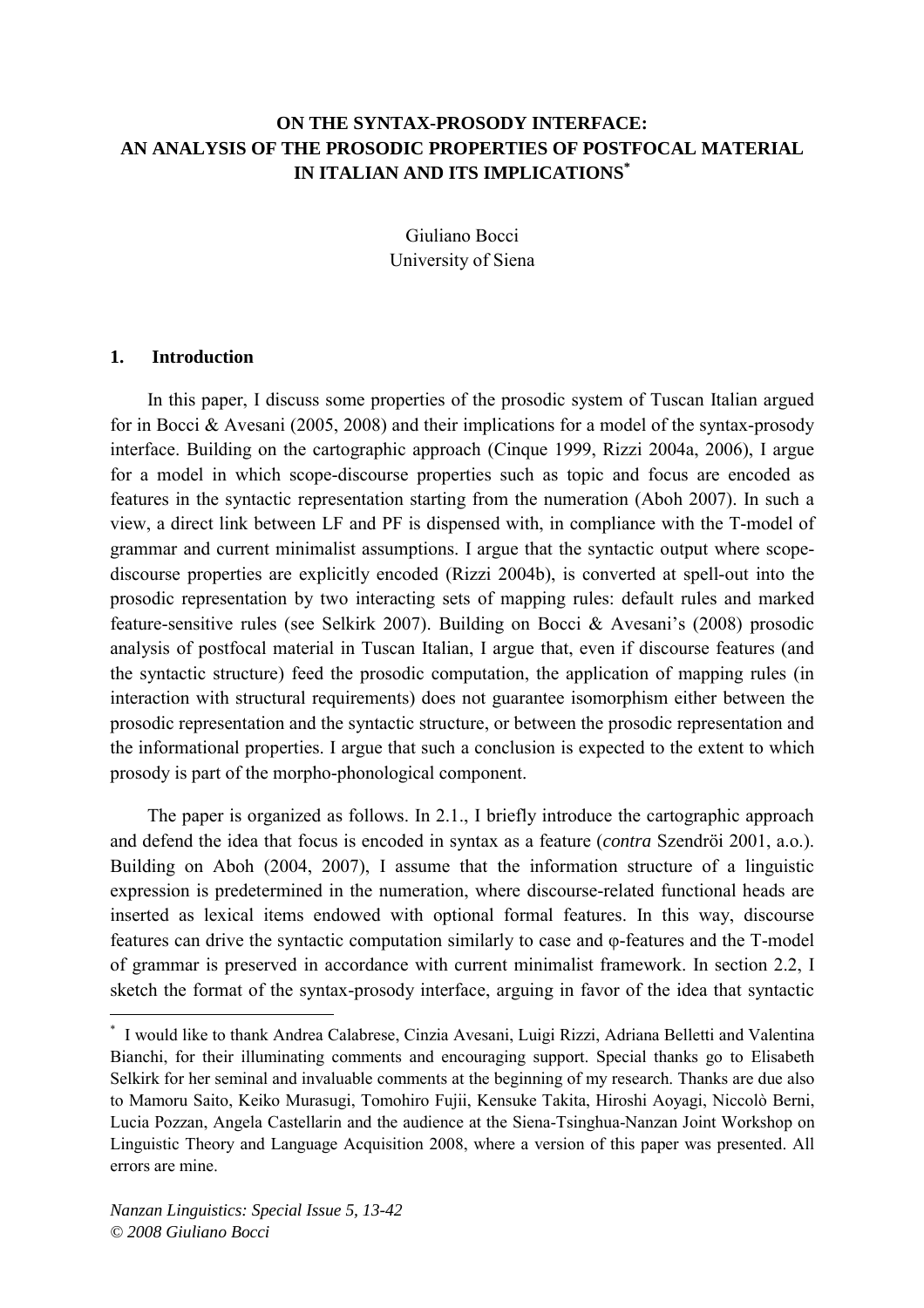# ON THE SYNTAX-PROSODY INTERFACE: AN ANALYSIS OF THE PROSODIC PROPERTIES OF POSTFOCAL MATERIAL IN ITALIAN AND ITS IMPLICATIONS*

Giuliano Bocci
University of Siena

## 1. Introduction

In this paper, I discuss some properties of the prosodic system of Tuscan Italian argued for in Bocci & Avesani (2005, 2008) and their implications for a model of the syntax-prosody interface. Building on the cartographic approach (Cinque 1999, Rizzi 2004a, 2006), I argue for a model in which scope-discourse properties such as topic and focus are encoded as features in the syntactic representation starting from the numeration (Aboh 2007). In such a view, a direct link between LF and PF is dispensed with, in compliance with the T-model of grammar and current minimalist assumptions. I argue that the syntactic output where scope-discourse properties are explicitly encoded (Rizzi 2004b), is converted at spell-out into the prosodic representation by two interacting sets of mapping rules: default rules and marked feature-sensitive rules (see Selkirk 2007). Building on Bocci & Avesani's (2008) prosodic analysis of postfocal material in Tuscan Italian, I argue that, even if discourse features (and the syntactic structure) feed the prosodic computation, the application of mapping rules (in interaction with structural requirements) does not guarantee isomorphism either between the prosodic representation and the syntactic structure, or between the prosodic representation and the informational properties. I argue that such a conclusion is expected to the extent to which prosody is part of the morpho-phonological component.

The paper is organized as follows. In 2.1., I briefly introduce the cartographic approach and defend the idea that focus is encoded in syntax as a feature (*contra* Szendröi 2001, a.o.). Building on Aboh (2004, 2007), I assume that the information structure of a linguistic expression is predetermined in the numeration, where discourse-related functional heads are inserted as lexical items endowed with optional formal features. In this way, discourse features can drive the syntactic computation similarly to case and φ-features and the T-model of grammar is preserved in accordance with current minimalist framework. In section 2.2, I sketch the format of the syntax-prosody interface, arguing in favor of the idea that syntactic

---

* I would like to thank Andrea Calabrese, Cinzia Avesani, Luigi Rizzi, Adriana Belletti and Valentina Bianchi, for their illuminating comments and encouraging support. Special thanks go to Elisabeth Selkirk for her seminal and invaluable comments at the beginning of my research. Thanks are due also to Mamoru Saito, Keiko Murasugi, Tomohiro Fujii, Kensuke Takita, Hiroshi Aoyagi, Niccolò Berni, Lucia Pozzan, Angela Castellarin and the audience at the Siena-Tsinghua-Nanzan Joint Workshop on Linguistic Theory and Language Acquisition 2008, where a version of this paper was presented. All errors are mine.

*Nanzan Linguistics: Special Issue 5, 13-42*
*© 2008 Giuliano Bocci*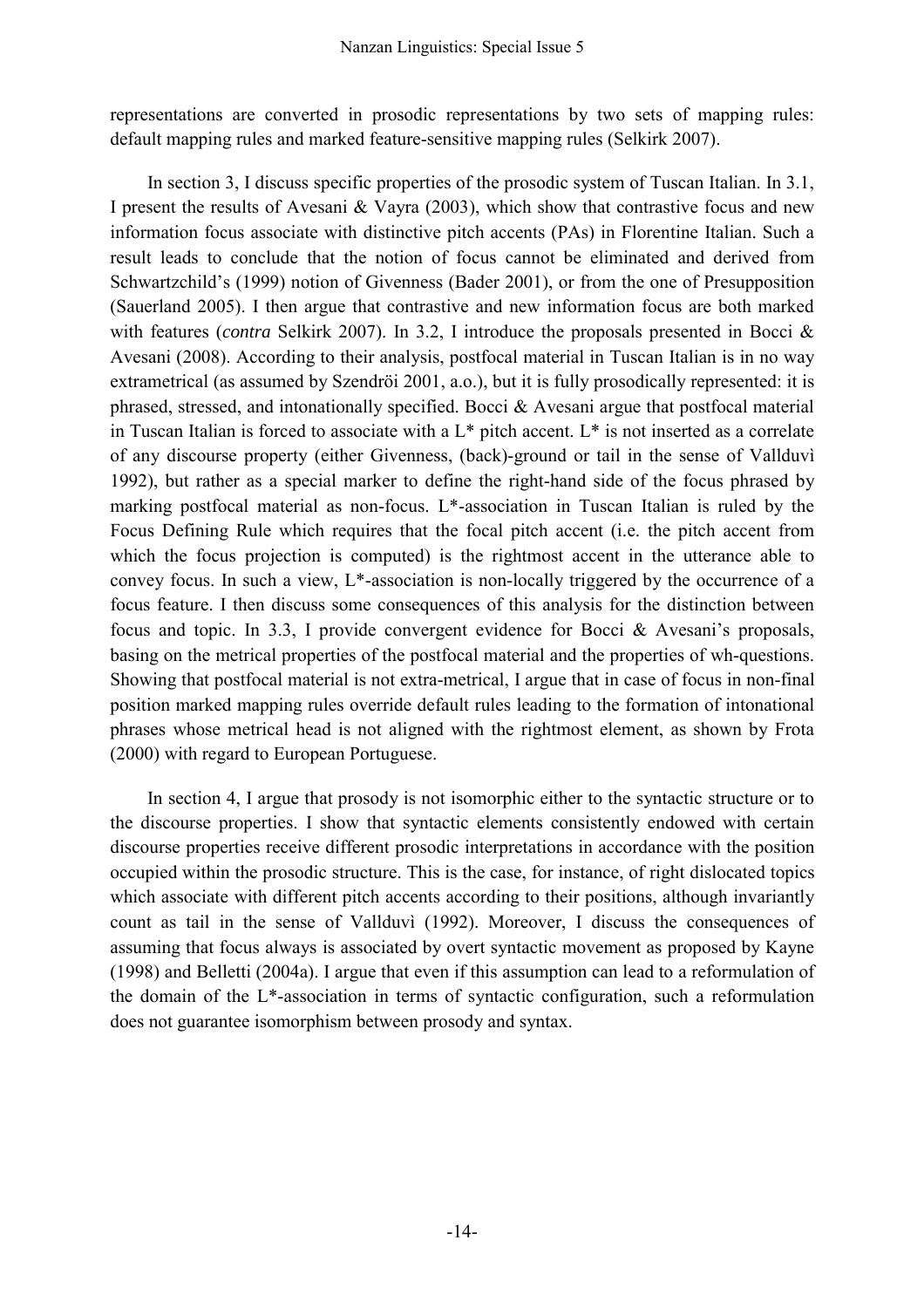representations are converted in prosodic representations by two sets of mapping rules: default mapping rules and marked feature-sensitive mapping rules (Selkirk 2007).

In section 3, I discuss specific properties of the prosodic system of Tuscan Italian. In 3.1, I present the results of Avesani & Vayra (2003), which show that contrastive focus and new information focus associate with distinctive pitch accents (PAs) in Florentine Italian. Such a result leads to conclude that the notion of focus cannot be eliminated and derived from Schwartzchild's (1999) notion of Givenness (Bader 2001), or from the one of Presupposition (Sauerland 2005). I then argue that contrastive and new information focus are both marked with features (*contra* Selkirk 2007). In 3.2, I introduce the proposals presented in Bocci & Avesani (2008). According to their analysis, postfocal material in Tuscan Italian is in no way extrametrical (as assumed by Szendröi 2001, a.o.), but it is fully prosodically represented: it is phrased, stressed, and intonationally specified. Bocci & Avesani argue that postfocal material in Tuscan Italian is forced to associate with a L* pitch accent. L* is not inserted as a correlate of any discourse property (either Givenness, (back)-ground or tail in the sense of Vallduvì 1992), but rather as a special marker to define the right-hand side of the focus phrased by marking postfocal material as non-focus. L*-association in Tuscan Italian is ruled by the Focus Defining Rule which requires that the focal pitch accent (i.e. the pitch accent from which the focus projection is computed) is the rightmost accent in the utterance able to convey focus. In such a view, L*-association is non-locally triggered by the occurrence of a focus feature. I then discuss some consequences of this analysis for the distinction between focus and topic. In 3.3, I provide convergent evidence for Bocci & Avesani's proposals, basing on the metrical properties of the postfocal material and the properties of wh-questions. Showing that postfocal material is not extra-metrical, I argue that in case of focus in non-final position marked mapping rules override default rules leading to the formation of intonational phrases whose metrical head is not aligned with the rightmost element, as shown by Frota (2000) with regard to European Portuguese.

In section 4, I argue that prosody is not isomorphic either to the syntactic structure or to the discourse properties. I show that syntactic elements consistently endowed with certain discourse properties receive different prosodic interpretations in accordance with the position occupied within the prosodic structure. This is the case, for instance, of right dislocated topics which associate with different pitch accents according to their positions, although invariantly count as tail in the sense of Vallduvì (1992). Moreover, I discuss the consequences of assuming that focus always is associated by overt syntactic movement as proposed by Kayne (1998) and Belletti (2004a). I argue that even if this assumption can lead to a reformulation of the domain of the L*-association in terms of syntactic configuration, such a reformulation does not guarantee isomorphism between prosody and syntax.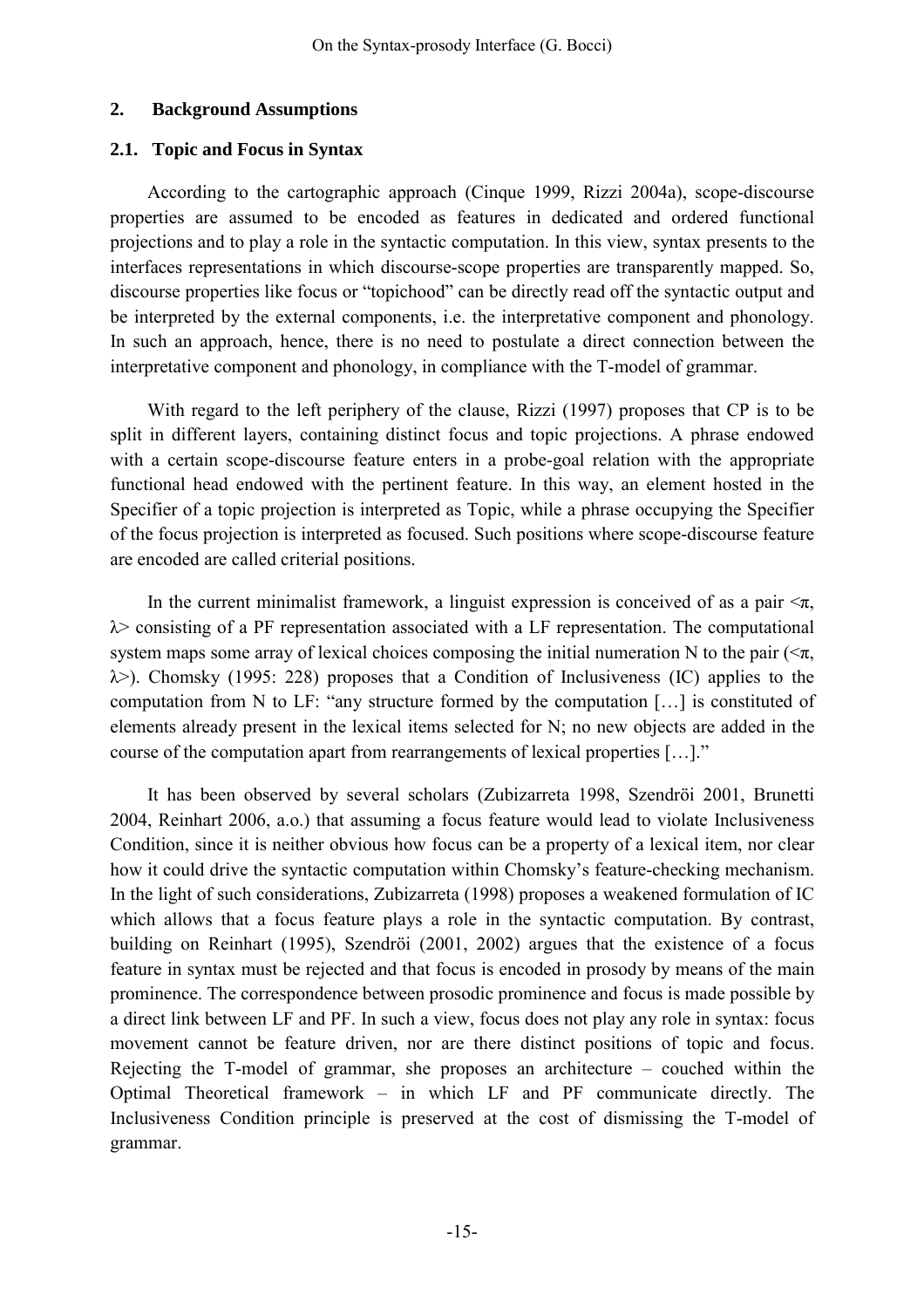## 2. Background Assumptions

### 2.1. Topic and Focus in Syntax

According to the cartographic approach (Cinque 1999, Rizzi 2004a), scope-discourse properties are assumed to be encoded as features in dedicated and ordered functional projections and to play a role in the syntactic computation. In this view, syntax presents to the interfaces representations in which discourse-scope properties are transparently mapped. So, discourse properties like focus or "topichood" can be directly read off the syntactic output and be interpreted by the external components, i.e. the interpretative component and phonology. In such an approach, hence, there is no need to postulate a direct connection between the interpretative component and phonology, in compliance with the T-model of grammar.

With regard to the left periphery of the clause, Rizzi (1997) proposes that CP is to be split in different layers, containing distinct focus and topic projections. A phrase endowed with a certain scope-discourse feature enters in a probe-goal relation with the appropriate functional head endowed with the pertinent feature. In this way, an element hosted in the Specifier of a topic projection is interpreted as Topic, while a phrase occupying the Specifier of the focus projection is interpreted as focused. Such positions where scope-discourse feature are encoded are called criterial positions.

In the current minimalist framework, a linguist expression is conceived of as a pair $<\pi, \lambda>$ consisting of a PF representation associated with a LF representation. The computational system maps some array of lexical choices composing the initial numeration N to the pair ($<\pi, \lambda>$). Chomsky (1995: 228) proposes that a Condition of Inclusiveness (IC) applies to the computation from N to LF: "any structure formed by the computation […] is constituted of elements already present in the lexical items selected for N; no new objects are added in the course of the computation apart from rearrangements of lexical properties […]."

It has been observed by several scholars (Zubizarreta 1998, Szendröi 2001, Brunetti 2004, Reinhart 2006, a.o.) that assuming a focus feature would lead to violate Inclusiveness Condition, since it is neither obvious how focus can be a property of a lexical item, nor clear how it could drive the syntactic computation within Chomsky's feature-checking mechanism. In the light of such considerations, Zubizarreta (1998) proposes a weakened formulation of IC which allows that a focus feature plays a role in the syntactic computation. By contrast, building on Reinhart (1995), Szendröi (2001, 2002) argues that the existence of a focus feature in syntax must be rejected and that focus is encoded in prosody by means of the main prominence. The correspondence between prosodic prominence and focus is made possible by a direct link between LF and PF. In such a view, focus does not play any role in syntax: focus movement cannot be feature driven, nor are there distinct positions of topic and focus. Rejecting the T-model of grammar, she proposes an architecture – couched within the Optimal Theoretical framework – in which LF and PF communicate directly. The Inclusiveness Condition principle is preserved at the cost of dismissing the T-model of grammar.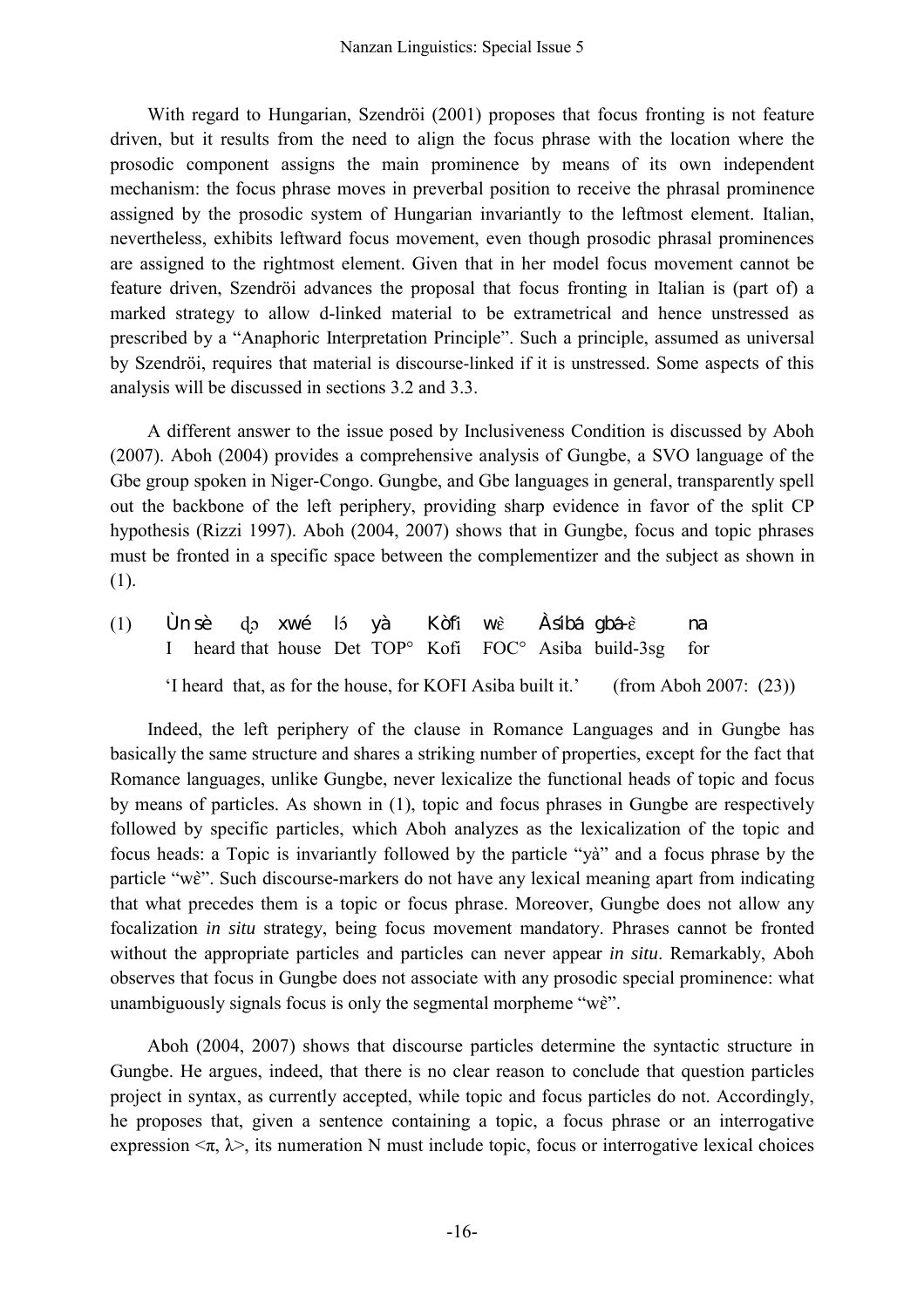With regard to Hungarian, Szendröi (2001) proposes that focus fronting is not feature driven, but it results from the need to align the focus phrase with the location where the prosodic component assigns the main prominence by means of its own independent mechanism: the focus phrase moves in preverbal position to receive the phrasal prominence assigned by the prosodic system of Hungarian invariantly to the leftmost element. Italian, nevertheless, exhibits leftward focus movement, even though prosodic phrasal prominences are assigned to the rightmost element. Given that in her model focus movement cannot be feature driven, Szendröi advances the proposal that focus fronting in Italian is (part of) a marked strategy to allow d-linked material to be extrametrical and hence unstressed as prescribed by a "Anaphoric Interpretation Principle". Such a principle, assumed as universal by Szendröi, requires that material is discourse-linked if it is unstressed. Some aspects of this analysis will be discussed in sections 3.2 and 3.3.

A different answer to the issue posed by Inclusiveness Condition is discussed by Aboh (2007). Aboh (2004) provides a comprehensive analysis of Gungbe, a SVO language of the Gbe group spoken in Niger-Congo. Gungbe, and Gbe languages in general, transparently spell out the backbone of the left periphery, providing sharp evidence in favor of the split CP hypothesis (Rizzi 1997). Aboh (2004, 2007) shows that in Gungbe, focus and topic phrases must be fronted in a specific space between the complementizer and the subject as shown in (1).

(1) Ùn sè ɖɔ xwé lɔ́ yà Kòfí wɛ̀ Àsíbá gbá-ɛ̀ na
I heard that house Det TOP° Kofi FOC° Asiba build-3sg for

'I heard that, as for the house, for KOFI Asiba built it.' (from Aboh 2007: (23))

Indeed, the left periphery of the clause in Romance Languages and in Gungbe has basically the same structure and shares a striking number of properties, except for the fact that Romance languages, unlike Gungbe, never lexicalize the functional heads of topic and focus by means of particles. As shown in (1), topic and focus phrases in Gungbe are respectively followed by specific particles, which Aboh analyzes as the lexicalization of the topic and focus heads: a Topic is invariantly followed by the particle "yà" and a focus phrase by the particle "wɛ̀". Such discourse-markers do not have any lexical meaning apart from indicating that what precedes them is a topic or focus phrase. Moreover, Gungbe does not allow any focalization *in situ* strategy, being focus movement mandatory. Phrases cannot be fronted without the appropriate particles and particles can never appear *in situ*. Remarkably, Aboh observes that focus in Gungbe does not associate with any prosodic special prominence: what unambiguously signals focus is only the segmental morpheme "wɛ̀".

Aboh (2004, 2007) shows that discourse particles determine the syntactic structure in Gungbe. He argues, indeed, that there is no clear reason to conclude that question particles project in syntax, as currently accepted, while topic and focus particles do not. Accordingly, he proposes that, given a sentence containing a topic, a focus phrase or an interrogative expression $<\pi, \lambda>$, its numeration N must include topic, focus or interrogative lexical choices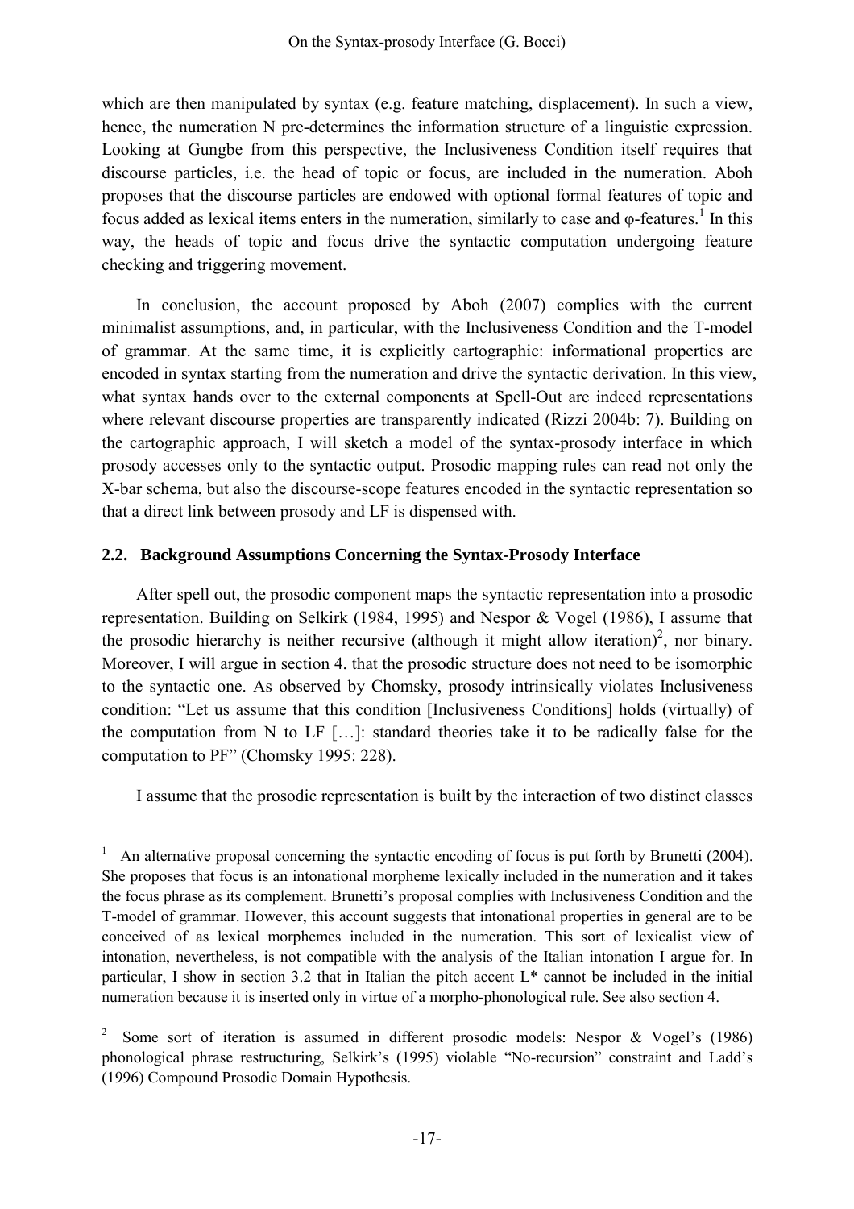which are then manipulated by syntax (e.g. feature matching, displacement). In such a view, hence, the numeration N pre-determines the information structure of a linguistic expression. Looking at Gungbe from this perspective, the Inclusiveness Condition itself requires that discourse particles, i.e. the head of topic or focus, are included in the numeration. Aboh proposes that the discourse particles are endowed with optional formal features of topic and focus added as lexical items enters in the numeration, similarly to case and φ-features.[1] In this way, the heads of topic and focus drive the syntactic computation undergoing feature checking and triggering movement.

In conclusion, the account proposed by Aboh (2007) complies with the current minimalist assumptions, and, in particular, with the Inclusiveness Condition and the T-model of grammar. At the same time, it is explicitly cartographic: informational properties are encoded in syntax starting from the numeration and drive the syntactic derivation. In this view, what syntax hands over to the external components at Spell-Out are indeed representations where relevant discourse properties are transparently indicated (Rizzi 2004b: 7). Building on the cartographic approach, I will sketch a model of the syntax-prosody interface in which prosody accesses only to the syntactic output. Prosodic mapping rules can read not only the X-bar schema, but also the discourse-scope features encoded in the syntactic representation so that a direct link between prosody and LF is dispensed with.

## 2.2. Background Assumptions Concerning the Syntax-Prosody Interface

After spell out, the prosodic component maps the syntactic representation into a prosodic representation. Building on Selkirk (1984, 1995) and Nespor & Vogel (1986), I assume that the prosodic hierarchy is neither recursive (although it might allow iteration)[2], nor binary. Moreover, I will argue in section 4. that the prosodic structure does not need to be isomorphic to the syntactic one. As observed by Chomsky, prosody intrinsically violates Inclusiveness condition: "Let us assume that this condition [Inclusiveness Conditions] holds (virtually) of the computation from N to LF […]: standard theories take it to be radically false for the computation to PF" (Chomsky 1995: 228).

I assume that the prosodic representation is built by the interaction of two distinct classes

---

[1] An alternative proposal concerning the syntactic encoding of focus is put forth by Brunetti (2004). She proposes that focus is an intonational morpheme lexically included in the numeration and it takes the focus phrase as its complement. Brunetti's proposal complies with Inclusiveness Condition and the T-model of grammar. However, this account suggests that intonational properties in general are to be conceived of as lexical morphemes included in the numeration. This sort of lexicalist view of intonation, nevertheless, is not compatible with the analysis of the Italian intonation I argue for. In particular, I show in section 3.2 that in Italian the pitch accent L* cannot be included in the initial numeration because it is inserted only in virtue of a morpho-phonological rule. See also section 4.

[2] Some sort of iteration is assumed in different prosodic models: Nespor & Vogel's (1986) phonological phrase restructuring, Selkirk's (1995) violable "No-recursion" constraint and Ladd's (1996) Compound Prosodic Domain Hypothesis.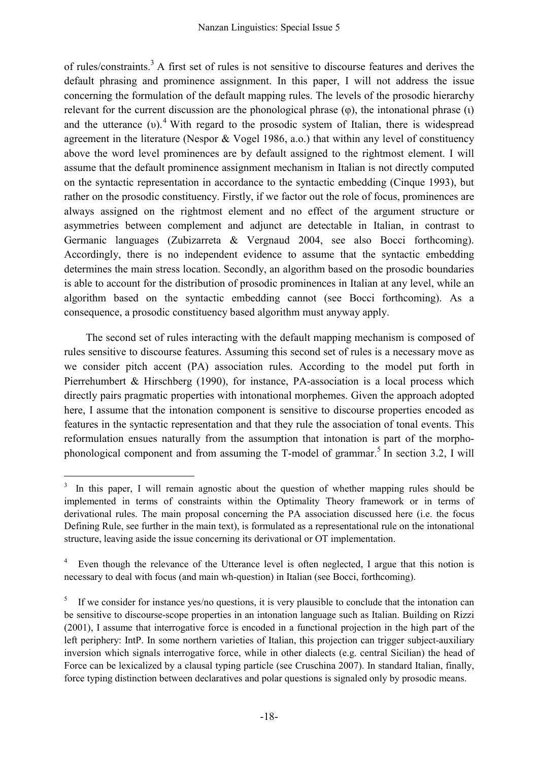of rules/constraints.[3] A first set of rules is not sensitive to discourse features and derives the default phrasing and prominence assignment. In this paper, I will not address the issue concerning the formulation of the default mapping rules. The levels of the prosodic hierarchy relevant for the current discussion are the phonological phrase (φ), the intonational phrase (ι) and the utterance (υ).[4] With regard to the prosodic system of Italian, there is widespread agreement in the literature (Nespor & Vogel 1986, a.o.) that within any level of constituency above the word level prominences are by default assigned to the rightmost element. I will assume that the default prominence assignment mechanism in Italian is not directly computed on the syntactic representation in accordance to the syntactic embedding (Cinque 1993), but rather on the prosodic constituency. Firstly, if we factor out the role of focus, prominences are always assigned on the rightmost element and no effect of the argument structure or asymmetries between complement and adjunct are detectable in Italian, in contrast to Germanic languages (Zubizarreta & Vergnaud 2004, see also Bocci forthcoming). Accordingly, there is no independent evidence to assume that the syntactic embedding determines the main stress location. Secondly, an algorithm based on the prosodic boundaries is able to account for the distribution of prosodic prominences in Italian at any level, while an algorithm based on the syntactic embedding cannot (see Bocci forthcoming). As a consequence, a prosodic constituency based algorithm must anyway apply.

The second set of rules interacting with the default mapping mechanism is composed of rules sensitive to discourse features. Assuming this second set of rules is a necessary move as we consider pitch accent (PA) association rules. According to the model put forth in Pierrehumbert & Hirschberg (1990), for instance, PA-association is a local process which directly pairs pragmatic properties with intonational morphemes. Given the approach adopted here, I assume that the intonation component is sensitive to discourse properties encoded as features in the syntactic representation and that they rule the association of tonal events. This reformulation ensues naturally from the assumption that intonation is part of the morpho-phonological component and from assuming the T-model of grammar.[5] In section 3.2, I will

---

[3] In this paper, I will remain agnostic about the question of whether mapping rules should be implemented in terms of constraints within the Optimality Theory framework or in terms of derivational rules. The main proposal concerning the PA association discussed here (i.e. the focus Defining Rule, see further in the main text), is formulated as a representational rule on the intonational structure, leaving aside the issue concerning its derivational or OT implementation.

[4] Even though the relevance of the Utterance level is often neglected, I argue that this notion is necessary to deal with focus (and main wh-question) in Italian (see Bocci, forthcoming).

[5] If we consider for instance yes/no questions, it is very plausible to conclude that the intonation can be sensitive to discourse-scope properties in an intonation language such as Italian. Building on Rizzi (2001), I assume that interrogative force is encoded in a functional projection in the high part of the left periphery: IntP. In some northern varieties of Italian, this projection can trigger subject-auxiliary inversion which signals interrogative force, while in other dialects (e.g. central Sicilian) the head of Force can be lexicalized by a clausal typing particle (see Cruschina 2007). In standard Italian, finally, force typing distinction between declaratives and polar questions is signaled only by prosodic means.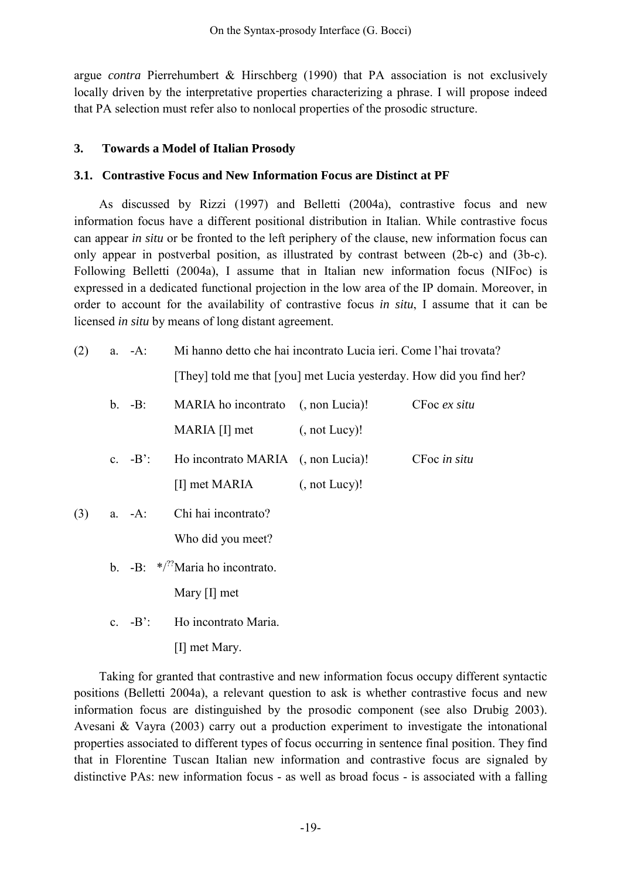argue *contra* Pierrehumbert & Hirschberg (1990) that PA association is not exclusively locally driven by the interpretative properties characterizing a phrase. I will propose indeed that PA selection must refer also to nonlocal properties of the prosodic structure.

## 3. Towards a Model of Italian Prosody

### 3.1. Contrastive Focus and New Information Focus are Distinct at PF

As discussed by Rizzi (1997) and Belletti (2004a), contrastive focus and new information focus have a different positional distribution in Italian. While contrastive focus can appear *in situ* or be fronted to the left periphery of the clause, new information focus can only appear in postverbal position, as illustrated by contrast between (2b-c) and (3b-c). Following Belletti (2004a), I assume that in Italian new information focus (NIFoc) is expressed in a dedicated functional projection in the low area of the IP domain. Moreover, in order to account for the availability of contrastive focus *in situ*, I assume that it can be licensed *in situ* by means of long distant agreement.

(2) a. -A: Mi hanno detto che hai incontrato Lucia ieri. Come l'hai trovata?
[They] told me that [you] met Lucia yesterday. How did you find her?

b. -B: MARIA ho incontrato (, non Lucia)! CFoc *ex situ*
MARIA [I] met (, not Lucy)!

c. -B': Ho incontrato MARIA (, non Lucia)! CFoc *in situ*
[I] met MARIA (, not Lucy)!

(3) a. -A: Chi hai incontrato?
Who did you meet?

b. -B: */??Maria ho incontrato.
Mary [I] met

c. -B': Ho incontrato Maria.
[I] met Mary.

Taking for granted that contrastive and new information focus occupy different syntactic positions (Belletti 2004a), a relevant question to ask is whether contrastive focus and new information focus are distinguished by the prosodic component (see also Drubig 2003). Avesani & Vayra (2003) carry out a production experiment to investigate the intonational properties associated to different types of focus occurring in sentence final position. They find that in Florentine Tuscan Italian new information and contrastive focus are signaled by distinctive PAs: new information focus - as well as broad focus - is associated with a falling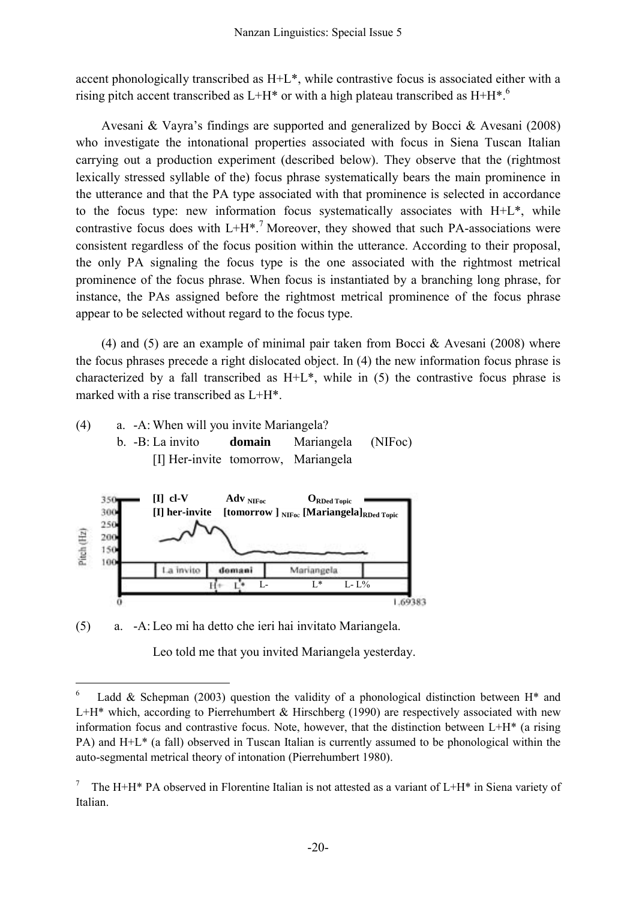accent phonologically transcribed as H+L*, while contrastive focus is associated either with a rising pitch accent transcribed as L+H* or with a high plateau transcribed as H+H*.[6]

Avesani & Vayra's findings are supported and generalized by Bocci & Avesani (2008) who investigate the intonational properties associated with focus in Siena Tuscan Italian carrying out a production experiment (described below). They observe that the (rightmost lexically stressed syllable of the) focus phrase systematically bears the main prominence in the utterance and that the PA type associated with that prominence is selected in accordance to the focus type: new information focus systematically associates with H+L*, while contrastive focus does with L+H*.[7] Moreover, they showed that such PA-associations were consistent regardless of the focus position within the utterance. According to their proposal, the only PA signaling the focus type is the one associated with the rightmost metrical prominence of the focus phrase. When focus is instantiated by a branching long phrase, for instance, the PAs assigned before the rightmost metrical prominence of the focus phrase appear to be selected without regard to the focus type.

(4) and (5) are an example of minimal pair taken from Bocci & Avesani (2008) where the focus phrases precede a right dislocated object. In (4) the new information focus phrase is characterized by a fall transcribed as H+L*, while in (5) the contrastive focus phrase is marked with a rise transcribed as L+H*.

(4) a. -A: When will you invite Mariangela?
    b. -B: La invito **domain** Mariangela (NIFoc)
    [I] Her-invite tomorrow, Mariangela

[I] cl-V  Adv $_{NIFoc}$  O $_{RDed\ Topic}$
[I] her-invite [tomorrow] $_{NIFoc}$ [Mariangela] $_{RDed\ Topic}$

La invito | domani | Mariangela
H+ L* L- L* L- L%

(5) a. -A: Leo mi ha detto che ieri hai invitato Mariangela.
    Leo told me that you invited Mariangela yesterday.

---

[6] Ladd & Schepman (2003) question the validity of a phonological distinction between H* and L+H* which, according to Pierrehumbert & Hirschberg (1990) are respectively associated with new information focus and contrastive focus. Note, however, that the distinction between L+H* (a rising PA) and H+L* (a fall) observed in Tuscan Italian is currently assumed to be phonological within the auto-segmental metrical theory of intonation (Pierrehumbert 1980).

[7] The H+H* PA observed in Florentine Italian is not attested as a variant of L+H* in Siena variety of Italian.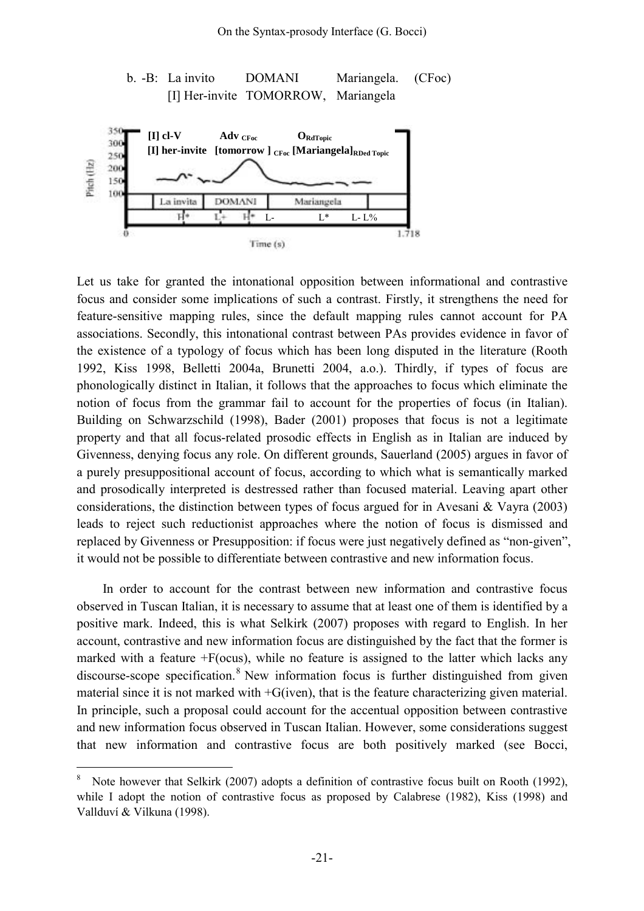b. -B: La invito DOMANI Mariangela. (CFoc)
[I] Her-invite TOMORROW, Mariangela

Let us take for granted the intonational opposition between informational and contrastive focus and consider some implications of such a contrast. Firstly, it strengthens the need for feature-sensitive mapping rules, since the default mapping rules cannot account for PA associations. Secondly, this intonational contrast between PAs provides evidence in favor of the existence of a typology of focus which has been long disputed in the literature (Rooth 1992, Kiss 1998, Belletti 2004a, Brunetti 2004, a.o.). Thirdly, if types of focus are phonologically distinct in Italian, it follows that the approaches to focus which eliminate the notion of focus from the grammar fail to account for the properties of focus (in Italian). Building on Schwarzschild (1998), Bader (2001) proposes that focus is not a legitimate property and that all focus-related prosodic effects in English as in Italian are induced by Givenness, denying focus any role. On different grounds, Sauerland (2005) argues in favor of a purely presuppositional account of focus, according to which what is semantically marked and prosodically interpreted is destressed rather than focused material. Leaving apart other considerations, the distinction between types of focus argued for in Avesani & Vayra (2003) leads to reject such reductionist approaches where the notion of focus is dismissed and replaced by Givenness or Presupposition: if focus were just negatively defined as "non-given", it would not be possible to differentiate between contrastive and new information focus.

In order to account for the contrast between new information and contrastive focus observed in Tuscan Italian, it is necessary to assume that at least one of them is identified by a positive mark. Indeed, this is what Selkirk (2007) proposes with regard to English. In her account, contrastive and new information focus are distinguished by the fact that the former is marked with a feature +F(ocus), while no feature is assigned to the latter which lacks any discourse-scope specification.[8] New information focus is further distinguished from given material since it is not marked with +G(iven), that is the feature characterizing given material. In principle, such a proposal could account for the accentual opposition between contrastive and new information focus observed in Tuscan Italian. However, some considerations suggest that new information and contrastive focus are both positively marked (see Bocci,

[8] Note however that Selkirk (2007) adopts a definition of contrastive focus built on Rooth (1992), while I adopt the notion of contrastive focus as proposed by Calabrese (1982), Kiss (1998) and Vallduví & Vilkuna (1998).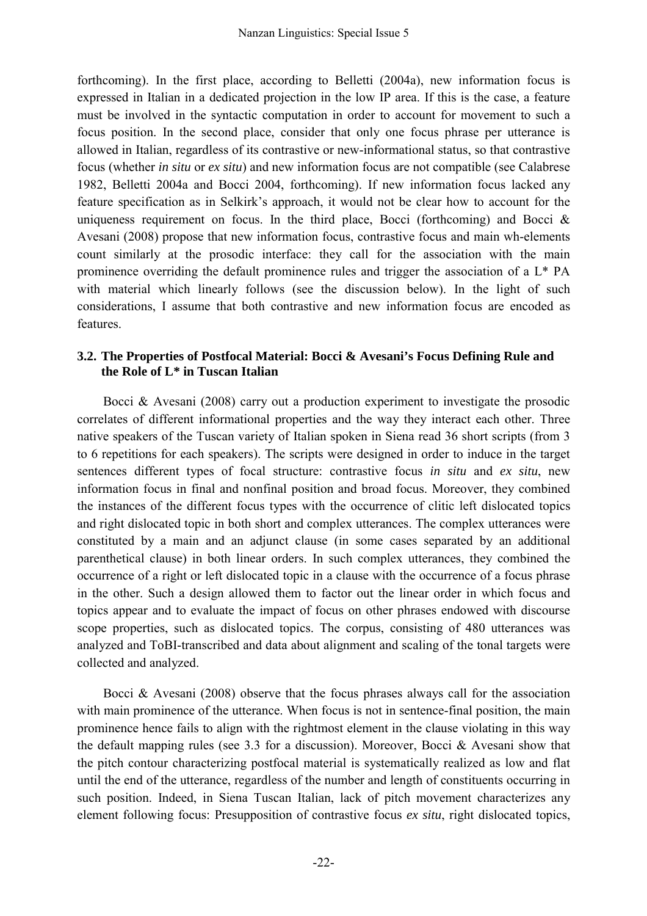forthcoming). In the first place, according to Belletti (2004a), new information focus is expressed in Italian in a dedicated projection in the low IP area. If this is the case, a feature must be involved in the syntactic computation in order to account for movement to such a focus position. In the second place, consider that only one focus phrase per utterance is allowed in Italian, regardless of its contrastive or new-informational status, so that contrastive focus (whether *in situ* or *ex situ*) and new information focus are not compatible (see Calabrese 1982, Belletti 2004a and Bocci 2004, forthcoming). If new information focus lacked any feature specification as in Selkirk's approach, it would not be clear how to account for the uniqueness requirement on focus. In the third place, Bocci (forthcoming) and Bocci & Avesani (2008) propose that new information focus, contrastive focus and main wh-elements count similarly at the prosodic interface: they call for the association with the main prominence overriding the default prominence rules and trigger the association of a L* PA with material which linearly follows (see the discussion below). In the light of such considerations, I assume that both contrastive and new information focus are encoded as features.

### 3.2. The Properties of Postfocal Material: Bocci & Avesani's Focus Defining Rule and the Role of L* in Tuscan Italian

Bocci & Avesani (2008) carry out a production experiment to investigate the prosodic correlates of different informational properties and the way they interact each other. Three native speakers of the Tuscan variety of Italian spoken in Siena read 36 short scripts (from 3 to 6 repetitions for each speakers). The scripts were designed in order to induce in the target sentences different types of focal structure: contrastive focus *in situ* and *ex situ*, new information focus in final and nonfinal position and broad focus. Moreover, they combined the instances of the different focus types with the occurrence of clitic left dislocated topics and right dislocated topic in both short and complex utterances. The complex utterances were constituted by a main and an adjunct clause (in some cases separated by an additional parenthetical clause) in both linear orders. In such complex utterances, they combined the occurrence of a right or left dislocated topic in a clause with the occurrence of a focus phrase in the other. Such a design allowed them to factor out the linear order in which focus and topics appear and to evaluate the impact of focus on other phrases endowed with discourse scope properties, such as dislocated topics. The corpus, consisting of 480 utterances was analyzed and ToBI-transcribed and data about alignment and scaling of the tonal targets were collected and analyzed.

Bocci & Avesani (2008) observe that the focus phrases always call for the association with main prominence of the utterance. When focus is not in sentence-final position, the main prominence hence fails to align with the rightmost element in the clause violating in this way the default mapping rules (see 3.3 for a discussion). Moreover, Bocci & Avesani show that the pitch contour characterizing postfocal material is systematically realized as low and flat until the end of the utterance, regardless of the number and length of constituents occurring in such position. Indeed, in Siena Tuscan Italian, lack of pitch movement characterizes any element following focus: Presupposition of contrastive focus *ex situ*, right dislocated topics,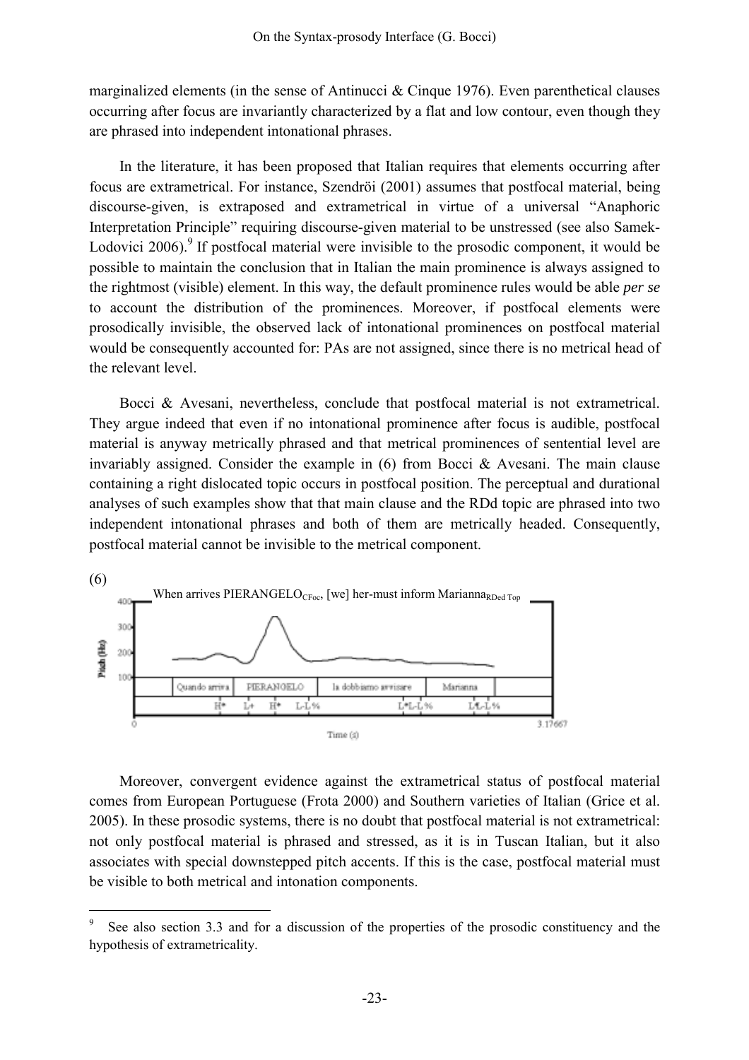marginalized elements (in the sense of Antinucci & Cinque 1976). Even parenthetical clauses occurring after focus are invariantly characterized by a flat and low contour, even though they are phrased into independent intonational phrases.

In the literature, it has been proposed that Italian requires that elements occurring after focus are extrametrical. For instance, Szendröi (2001) assumes that postfocal material, being discourse-given, is extraposed and extrametrical in virtue of a universal "Anaphoric Interpretation Principle" requiring discourse-given material to be unstressed (see also Samek-Lodovici 2006).[9] If postfocal material were invisible to the prosodic component, it would be possible to maintain the conclusion that in Italian the main prominence is always assigned to the rightmost (visible) element. In this way, the default prominence rules would be able *per se* to account the distribution of the prominences. Moreover, if postfocal elements were prosodically invisible, the observed lack of intonational prominences on postfocal material would be consequently accounted for: PAs are not assigned, since there is no metrical head of the relevant level.

Bocci & Avesani, nevertheless, conclude that postfocal material is not extrametrical. They argue indeed that even if no intonational prominence after focus is audible, postfocal material is anyway metrically phrased and that metrical prominences of sentential level are invariably assigned. Consider the example in (6) from Bocci & Avesani. The main clause containing a right dislocated topic occurs in postfocal position. The perceptual and durational analyses of such examples show that that main clause and the RDd topic are phrased into two independent intonational phrases and both of them are metrically headed. Consequently, postfocal material cannot be invisible to the metrical component.

(6)

When arrives PIERANGELO$_{CFoc}$, [we] her-must inform Marianna$_{RDed\ Top}$

| Quando arriva | PIERANGELO | la dobbiamo avvisare | Marianna |
|---|---|---|---|
| H* | L+ H* L-L% | L*L-L% | L*L-L% |

Moreover, convergent evidence against the extrametrical status of postfocal material comes from European Portuguese (Frota 2000) and Southern varieties of Italian (Grice et al. 2005). In these prosodic systems, there is no doubt that postfocal material is not extrametrical: not only postfocal material is phrased and stressed, as it is in Tuscan Italian, but it also associates with special downstepped pitch accents. If this is the case, postfocal material must be visible to both metrical and intonation components.

[9] See also section 3.3 and for a discussion of the properties of the prosodic constituency and the hypothesis of extrametricality.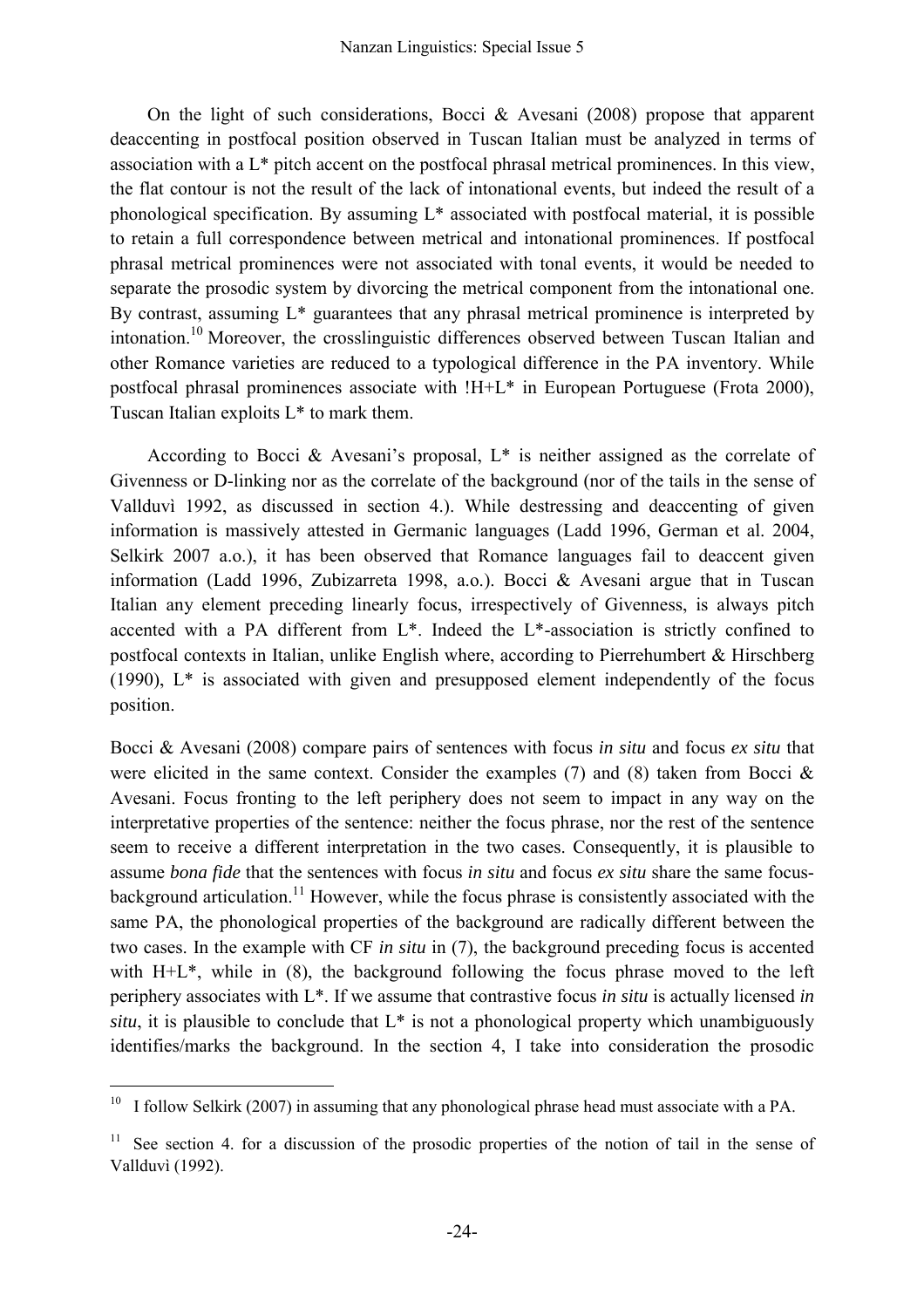On the light of such considerations, Bocci & Avesani (2008) propose that apparent deaccenting in postfocal position observed in Tuscan Italian must be analyzed in terms of association with a L* pitch accent on the postfocal phrasal metrical prominences. In this view, the flat contour is not the result of the lack of intonational events, but indeed the result of a phonological specification. By assuming L* associated with postfocal material, it is possible to retain a full correspondence between metrical and intonational prominences. If postfocal phrasal metrical prominences were not associated with tonal events, it would be needed to separate the prosodic system by divorcing the metrical component from the intonational one. By contrast, assuming L* guarantees that any phrasal metrical prominence is interpreted by intonation.[10] Moreover, the crosslinguistic differences observed between Tuscan Italian and other Romance varieties are reduced to a typological difference in the PA inventory. While postfocal phrasal prominences associate with !H+L* in European Portuguese (Frota 2000), Tuscan Italian exploits L* to mark them.

According to Bocci & Avesani's proposal, L* is neither assigned as the correlate of Givenness or D-linking nor as the correlate of the background (nor of the tails in the sense of Vallduvì 1992, as discussed in section 4.). While destressing and deaccenting of given information is massively attested in Germanic languages (Ladd 1996, German et al. 2004, Selkirk 2007 a.o.), it has been observed that Romance languages fail to deaccent given information (Ladd 1996, Zubizarreta 1998, a.o.). Bocci & Avesani argue that in Tuscan Italian any element preceding linearly focus, irrespectively of Givenness, is always pitch accented with a PA different from L*. Indeed the L*-association is strictly confined to postfocal contexts in Italian, unlike English where, according to Pierrehumbert & Hirschberg (1990), L* is associated with given and presupposed element independently of the focus position.

Bocci & Avesani (2008) compare pairs of sentences with focus *in situ* and focus *ex situ* that were elicited in the same context. Consider the examples (7) and (8) taken from Bocci & Avesani. Focus fronting to the left periphery does not seem to impact in any way on the interpretative properties of the sentence: neither the focus phrase, nor the rest of the sentence seem to receive a different interpretation in the two cases. Consequently, it is plausible to assume *bona fide* that the sentences with focus *in situ* and focus *ex situ* share the same focus-background articulation.[11] However, while the focus phrase is consistently associated with the same PA, the phonological properties of the background are radically different between the two cases. In the example with CF *in situ* in (7), the background preceding focus is accented with H+L*, while in (8), the background following the focus phrase moved to the left periphery associates with L*. If we assume that contrastive focus *in situ* is actually licensed *in situ*, it is plausible to conclude that L* is not a phonological property which unambiguously identifies/marks the background. In the section 4, I take into consideration the prosodic

---

[10] I follow Selkirk (2007) in assuming that any phonological phrase head must associate with a PA.

[11] See section 4. for a discussion of the prosodic properties of the notion of tail in the sense of Vallduvì (1992).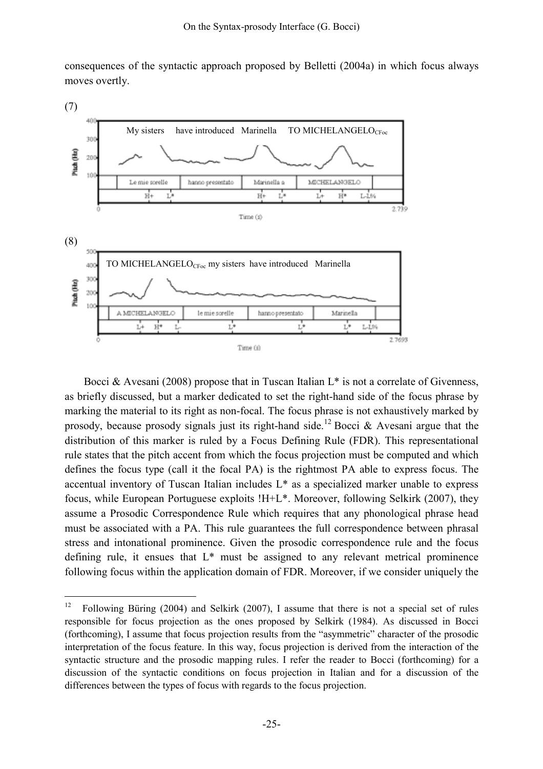consequences of the syntactic approach proposed by Belletti (2004a) in which focus always moves overtly.

(7)

My sisters have introduced Marinella TO MICHELANGELO$_{CFoc}$

| Le mie sorelle | hanno presentato | Marinella a | MICHELANGELO |
|---|---|---|---|
| H+ L* | | H+ L* | L+ H* L-L% |

(8)

TO MICHELANGELO$_{CFoc}$ my sisters have introduced Marinella

| A MICHELANGELO | le mie sorelle | hanno presentato | Marinella |
|---|---|---|---|
| L+ H* L- | L* | L* | L* L-L% |

Bocci & Avesani (2008) propose that in Tuscan Italian L* is not a correlate of Givenness, as briefly discussed, but a marker dedicated to set the right-hand side of the focus phrase by marking the material to its right as non-focal. The focus phrase is not exhaustively marked by prosody, because prosody signals just its right-hand side.[12] Bocci & Avesani argue that the distribution of this marker is ruled by a Focus Defining Rule (FDR). This representational rule states that the pitch accent from which the focus projection must be computed and which defines the focus type (call it the focal PA) is the rightmost PA able to express focus. The accentual inventory of Tuscan Italian includes L* as a specialized marker unable to express focus, while European Portuguese exploits !H+L*. Moreover, following Selkirk (2007), they assume a Prosodic Correspondence Rule which requires that any phonological phrase head must be associated with a PA. This rule guarantees the full correspondence between phrasal stress and intonational prominence. Given the prosodic correspondence rule and the focus defining rule, it ensues that L* must be assigned to any relevant metrical prominence following focus within the application domain of FDR. Moreover, if we consider uniquely the

[12] Following Büring (2004) and Selkirk (2007), I assume that there is not a special set of rules responsible for focus projection as the ones proposed by Selkirk (1984). As discussed in Bocci (forthcoming), I assume that focus projection results from the "asymmetric" character of the prosodic interpretation of the focus feature. In this way, focus projection is derived from the interaction of the syntactic structure and the prosodic mapping rules. I refer the reader to Bocci (forthcoming) for a discussion of the syntactic conditions on focus projection in Italian and for a discussion of the differences between the types of focus with regards to the focus projection.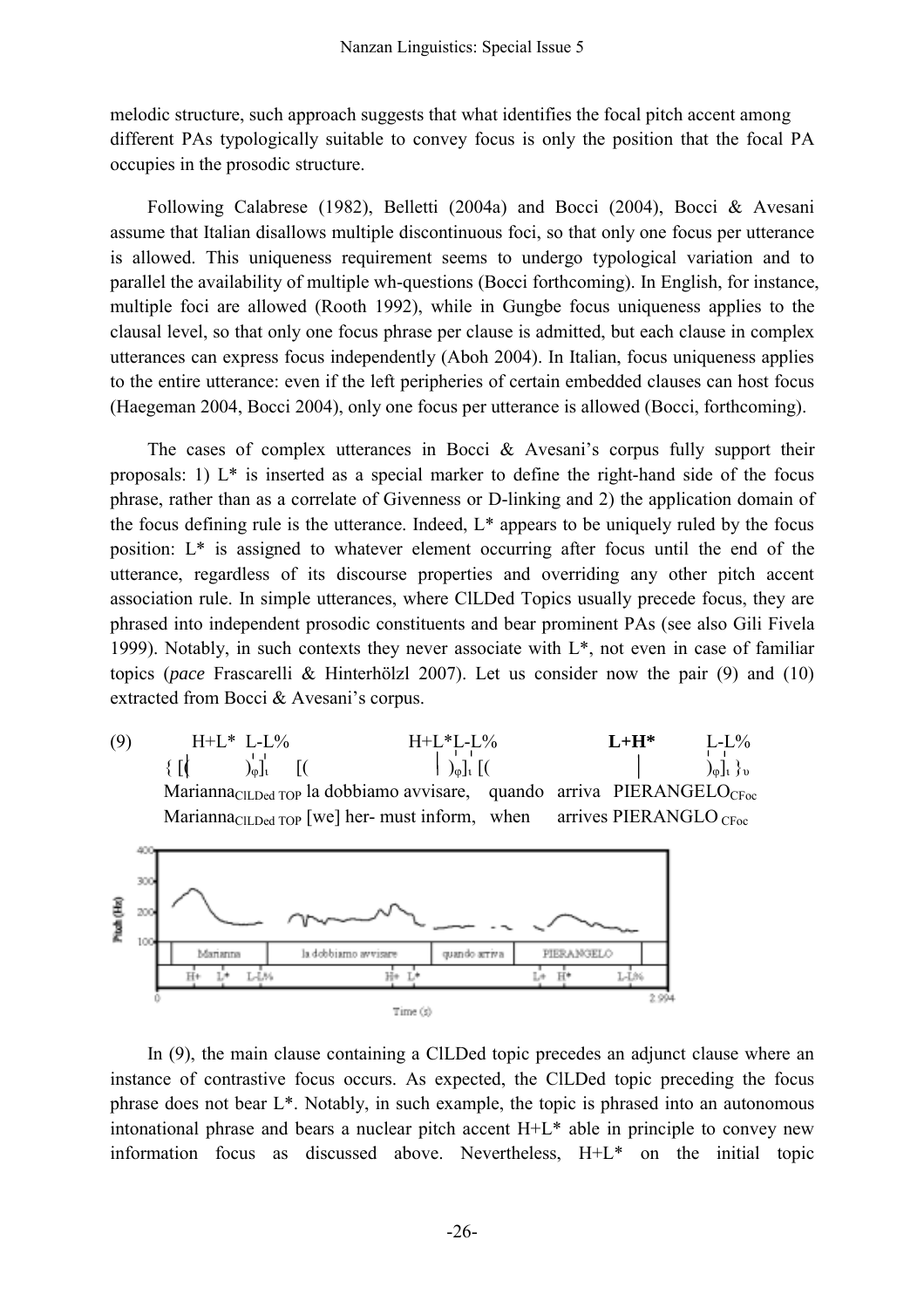melodic structure, such approach suggests that what identifies the focal pitch accent among different PAs typologically suitable to convey focus is only the position that the focal PA occupies in the prosodic structure.

Following Calabrese (1982), Belletti (2004a) and Bocci (2004), Bocci & Avesani assume that Italian disallows multiple discontinuous foci, so that only one focus per utterance is allowed. This uniqueness requirement seems to undergo typological variation and to parallel the availability of multiple wh-questions (Bocci forthcoming). In English, for instance, multiple foci are allowed (Rooth 1992), while in Gungbe focus uniqueness applies to the clausal level, so that only one focus phrase per clause is admitted, but each clause in complex utterances can express focus independently (Aboh 2004). In Italian, focus uniqueness applies to the entire utterance: even if the left peripheries of certain embedded clauses can host focus (Haegeman 2004, Bocci 2004), only one focus per utterance is allowed (Bocci, forthcoming).

The cases of complex utterances in Bocci & Avesani's corpus fully support their proposals: 1) L* is inserted as a special marker to define the right-hand side of the focus phrase, rather than as a correlate of Givenness or D-linking and 2) the application domain of the focus defining rule is the utterance. Indeed, L* appears to be uniquely ruled by the focus position: L* is assigned to whatever element occurring after focus until the end of the utterance, regardless of its discourse properties and overriding any other pitch accent association rule. In simple utterances, where ClLDed Topics usually precede focus, they are phrased into independent prosodic constituents and bear prominent PAs (see also Gili Fivela 1999). Notably, in such contexts they never associate with L*, not even in case of familiar topics (*pace* Frascarelli & Hinterhölzl 2007). Let us consider now the pair (9) and (10) extracted from Bocci & Avesani's corpus.

(9) H+L* L-L% H+L*L-L% **L+H*** L-L%

{ [( )$_{\varphi}$]$_{\iota}$ [( )$_{\varphi}$]$_{\iota}$ [( )$_{\varphi}$]$_{\iota}$ }$_{\upsilon}$

Marianna$_{\text{ClLDed TOP}}$ la dobbiamo avvisare, quando arriva PIERANGELO$_{\text{CFoc}}$

Marianna$_{\text{ClLDed TOP}}$ [we] her- must inform, when arrives PIERANGLO $_{\text{CFoc}}$

In (9), the main clause containing a ClLDed topic precedes an adjunct clause where an instance of contrastive focus occurs. As expected, the ClLDed topic preceding the focus phrase does not bear L*. Notably, in such example, the topic is phrased into an autonomous intonational phrase and bears a nuclear pitch accent H+L* able in principle to convey new information focus as discussed above. Nevertheless, H+L* on the initial topic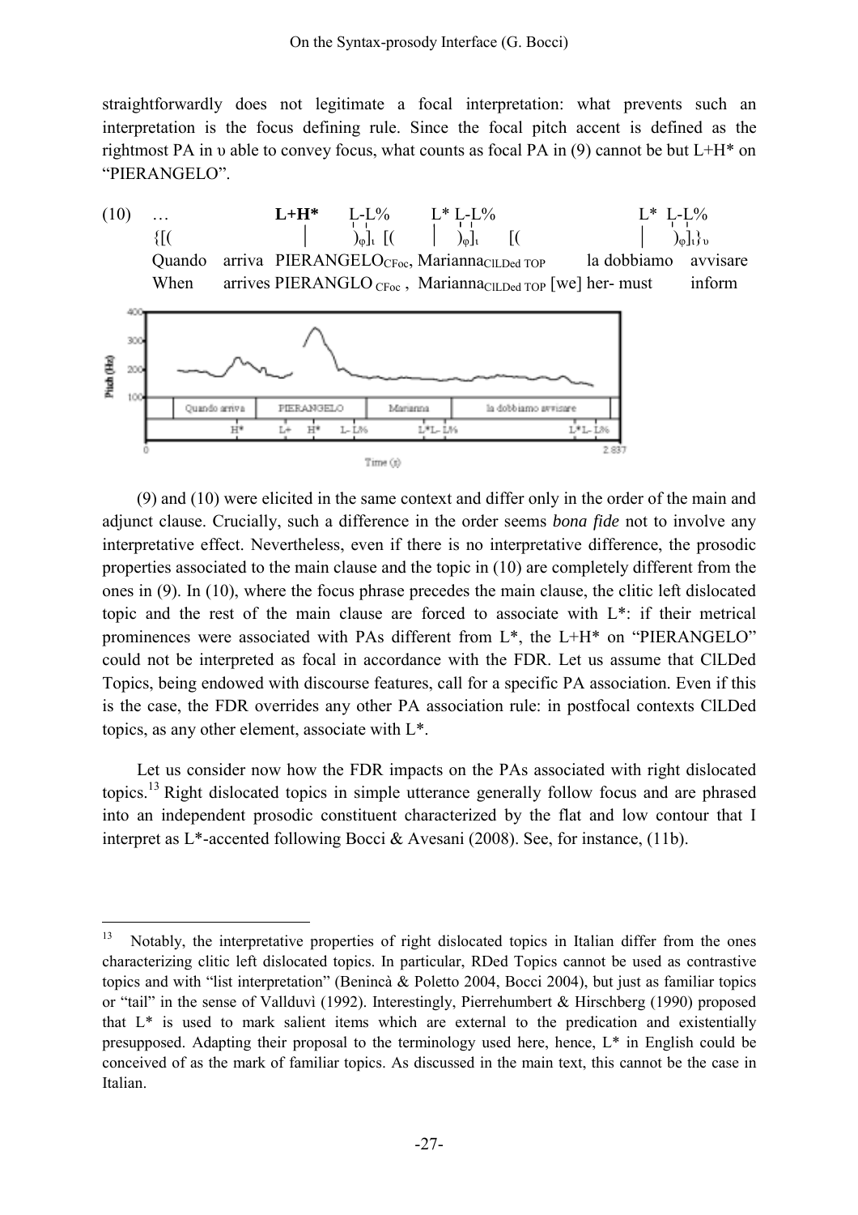straightforwardly does not legitimate a focal interpretation: what prevents such an interpretation is the focus defining rule. Since the focal pitch accent is defined as the rightmost PA in υ able to convey focus, what counts as focal PA in (9) cannot be but L+H* on "PIERANGELO".

```
(10)  …                 L+H*    L-L%      L* L-L%                     L*  L-L%
      {[(                 |      )φ]ι [(    |  )φ]ι    [(                |   )φ]ι}υ
      Quando  arriva  PIERANGELO_CFoc, Marianna_ClLDed TOP   la dobbiamo  avvisare
      When    arrives PIERANGLO_CFoc , Marianna_ClLDed TOP [we] her- must  inform
```

(9) and (10) were elicited in the same context and differ only in the order of the main and adjunct clause. Crucially, such a difference in the order seems *bona fide* not to involve any interpretative effect. Nevertheless, even if there is no interpretative difference, the prosodic properties associated to the main clause and the topic in (10) are completely different from the ones in (9). In (10), where the focus phrase precedes the main clause, the clitic left dislocated topic and the rest of the main clause are forced to associate with L*: if their metrical prominences were associated with PAs different from L*, the L+H* on "PIERANGELO" could not be interpreted as focal in accordance with the FDR. Let us assume that ClLDed Topics, being endowed with discourse features, call for a specific PA association. Even if this is the case, the FDR overrides any other PA association rule: in postfocal contexts ClLDed topics, as any other element, associate with L*.

Let us consider now how the FDR impacts on the PAs associated with right dislocated topics.[13] Right dislocated topics in simple utterance generally follow focus and are phrased into an independent prosodic constituent characterized by the flat and low contour that I interpret as L*-accented following Bocci & Avesani (2008). See, for instance, (11b).

---

[13] Notably, the interpretative properties of right dislocated topics in Italian differ from the ones characterizing clitic left dislocated topics. In particular, RDed Topics cannot be used as contrastive topics and with "list interpretation" (Benincà & Poletto 2004, Bocci 2004), but just as familiar topics or "tail" in the sense of Vallduvì (1992). Interestingly, Pierrehumbert & Hirschberg (1990) proposed that L* is used to mark salient items which are external to the predication and existentially presupposed. Adapting their proposal to the terminology used here, hence, L* in English could be conceived of as the mark of familiar topics. As discussed in the main text, this cannot be the case in Italian.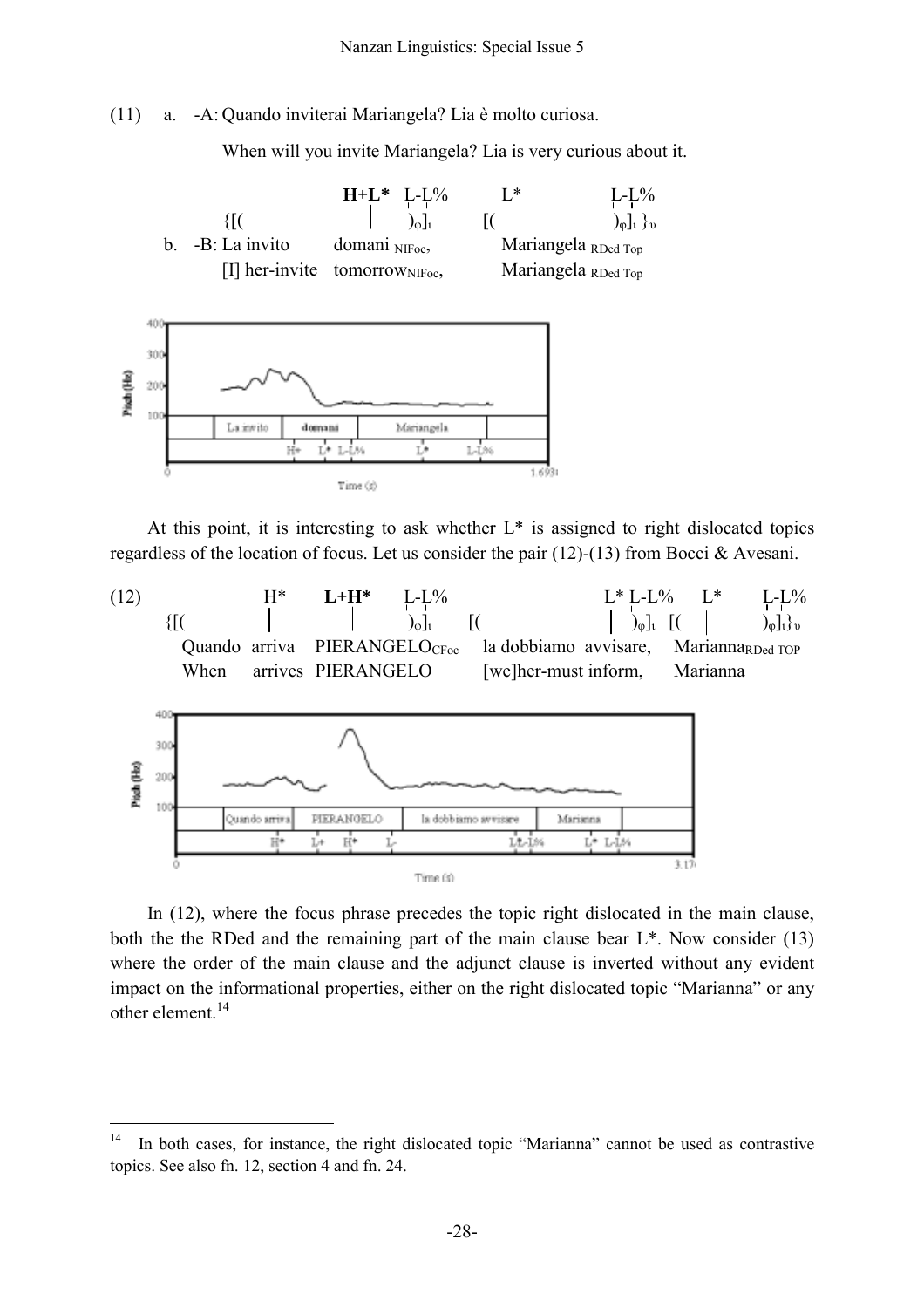(11) a. -A: Quando inviterai Mariangela? Lia è molto curiosa.

When will you invite Mariangela? Lia is very curious about it.

```
                          H+L*  L-L%          L*              L-L%
           {[(              |      )φ]ι     [(  |               )φ]ι }υ
b.  -B: La invito      domani NIFoc,          Mariangela RDed Top
        [I] her-invite   tomorrowNIFoc,       Mariangela RDed Top
```

At this point, it is interesting to ask whether L* is assigned to right dislocated topics regardless of the location of focus. Let us consider the pair (12)-(13) from Bocci & Avesani.

```
(12)            H*      L+H*      L-L%                      L* L-L%     L*       L-L%
      {[(        |         |        )φ]ι    [(                 |  )φ]ι  [(  |         )φ]ι}υ
        Quando  arriva   PIERANGELOCFoc   la dobbiamo  avvisare,    MariannaRDed TOP
        When     arrives  PIERANGELO       [we]her-must inform,     Marianna
```

In (12), where the focus phrase precedes the topic right dislocated in the main clause, both the the RDed and the remaining part of the main clause bear L*. Now consider (13) where the order of the main clause and the adjunct clause is inverted without any evident impact on the informational properties, either on the right dislocated topic "Marianna" or any other element.[14]

---

[14] In both cases, for instance, the right dislocated topic "Marianna" cannot be used as contrastive topics. See also fn. 12, section 4 and fn. 24.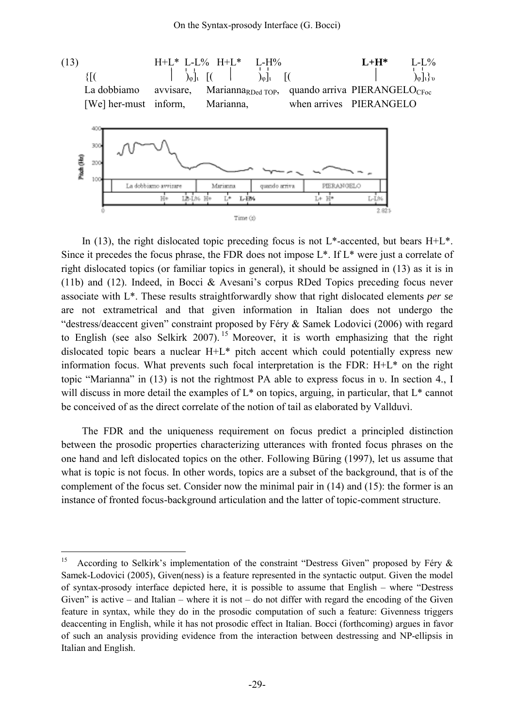(13)

| | H+L* L-L% | H+L* L-H% | | **L+H*** L-L% |
|---|---|---|---|---|
| {[( | )$_\varphi$]$_\iota$ [( | )$_\varphi$]$_\iota$ [( | | )$_\varphi$]$_\iota$}$_\upsilon$ |
| La dobbiamo | avvisare, | Marianna$_{\text{RDed TOP}}$, | quando arriva | PIERANGELO$_{\text{CFoc}}$ |
| [We] her-must | inform, | Marianna, | when arrives | PIERANGELO |

In (13), the right dislocated topic preceding focus is not L*-accented, but bears H+L*. Since it precedes the focus phrase, the FDR does not impose L*. If L* were just a correlate of right dislocated topics (or familiar topics in general), it should be assigned in (13) as it is in (11b) and (12). Indeed, in Bocci & Avesani's corpus RDed Topics preceding focus never associate with L*. These results straightforwardly show that right dislocated elements *per se* are not extrametrical and that given information in Italian does not undergo the "destress/deaccent given" constraint proposed by Féry & Samek Lodovici (2006) with regard to English (see also Selkirk 2007).[15] Moreover, it is worth emphasizing that the right dislocated topic bears a nuclear H+L* pitch accent which could potentially express new information focus. What prevents such focal interpretation is the FDR: H+L* on the right topic "Marianna" in (13) is not the rightmost PA able to express focus in υ. In section 4., I will discuss in more detail the examples of L* on topics, arguing, in particular, that L* cannot be conceived of as the direct correlate of the notion of tail as elaborated by Vallduvì.

The FDR and the uniqueness requirement on focus predict a principled distinction between the prosodic properties characterizing utterances with fronted focus phrases on the one hand and left dislocated topics on the other. Following Büring (1997), let us assume that what is topic is not focus. In other words, topics are a subset of the background, that is of the complement of the focus set. Consider now the minimal pair in (14) and (15): the former is an instance of fronted focus-background articulation and the latter of topic-comment structure.

---

[15] According to Selkirk's implementation of the constraint "Destress Given" proposed by Féry & Samek-Lodovici (2005), Given(ness) is a feature represented in the syntactic output. Given the model of syntax-prosody interface depicted here, it is possible to assume that English – where "Destress Given" is active – and Italian – where it is not – do not differ with regard the encoding of the Given feature in syntax, while they do in the prosodic computation of such a feature: Givenness triggers deaccenting in English, while it has not prosodic effect in Italian. Bocci (forthcoming) argues in favor of such an analysis providing evidence from the interaction between destressing and NP-ellipsis in Italian and English.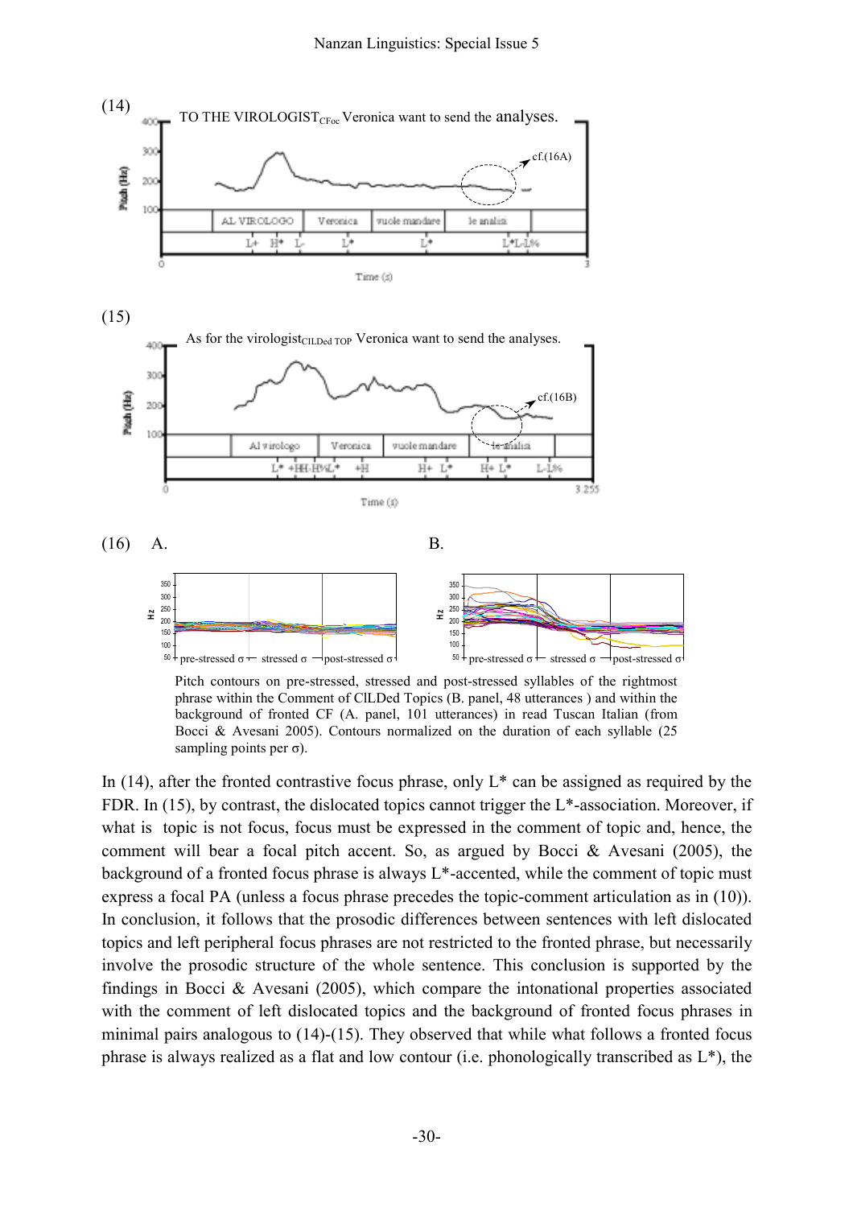(14) TO THE VIROLOGIST$_{CFoc}$ Veronica want to send the analyses.

(15) As for the virologist$_{ClLDed\ TOP}$ Veronica want to send the analyses.

(16) A. B.

Pitch contours on pre-stressed, stressed and post-stressed syllables of the rightmost phrase within the Comment of ClLDed Topics (B. panel, 48 utterances ) and within the background of fronted CF (A. panel, 101 utterances) in read Tuscan Italian (from Bocci & Avesani 2005). Contours normalized on the duration of each syllable (25 sampling points per σ).

In (14), after the fronted contrastive focus phrase, only L* can be assigned as required by the FDR. In (15), by contrast, the dislocated topics cannot trigger the L*-association. Moreover, if what is topic is not focus, focus must be expressed in the comment of topic and, hence, the comment will bear a focal pitch accent. So, as argued by Bocci & Avesani (2005), the background of a fronted focus phrase is always L*-accented, while the comment of topic must express a focal PA (unless a focus phrase precedes the topic-comment articulation as in (10)). In conclusion, it follows that the prosodic differences between sentences with left dislocated topics and left peripheral focus phrases are not restricted to the fronted phrase, but necessarily involve the prosodic structure of the whole sentence. This conclusion is supported by the findings in Bocci & Avesani (2005), which compare the intonational properties associated with the comment of left dislocated topics and the background of fronted focus phrases in minimal pairs analogous to (14)-(15). They observed that while what follows a fronted focus phrase is always realized as a flat and low contour (i.e. phonologically transcribed as L*), the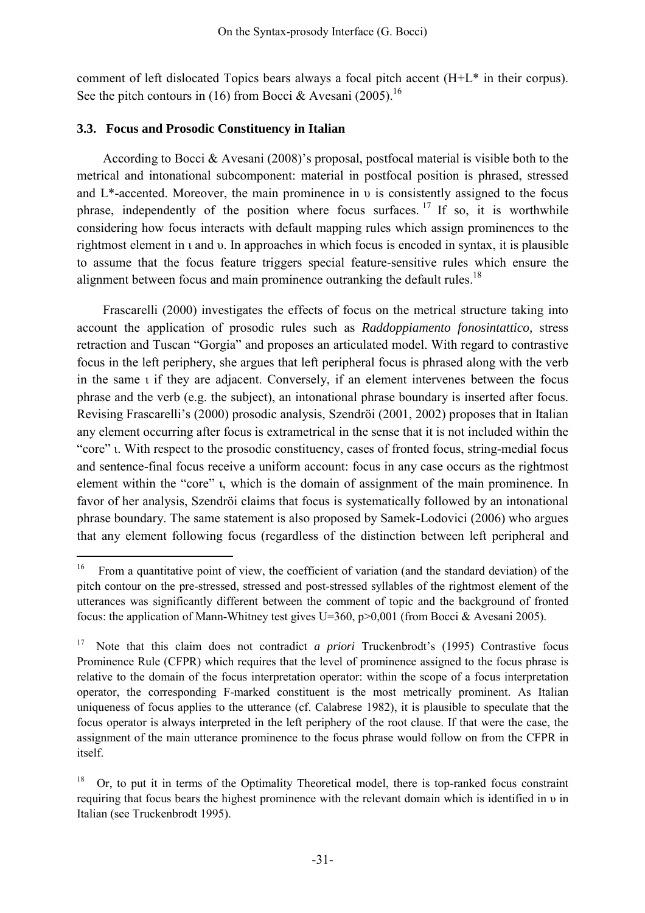comment of left dislocated Topics bears always a focal pitch accent (H+L* in their corpus). See the pitch contours in (16) from Bocci & Avesani (2005).[16]

### 3.3. Focus and Prosodic Constituency in Italian

According to Bocci & Avesani (2008)'s proposal, postfocal material is visible both to the metrical and intonational subcomponent: material in postfocal position is phrased, stressed and L*-accented. Moreover, the main prominence in υ is consistently assigned to the focus phrase, independently of the position where focus surfaces.[17] If so, it is worthwhile considering how focus interacts with default mapping rules which assign prominences to the rightmost element in ι and υ. In approaches in which focus is encoded in syntax, it is plausible to assume that the focus feature triggers special feature-sensitive rules which ensure the alignment between focus and main prominence outranking the default rules.[18]

Frascarelli (2000) investigates the effects of focus on the metrical structure taking into account the application of prosodic rules such as *Raddoppiamento fonosintattico,* stress retraction and Tuscan "Gorgia" and proposes an articulated model. With regard to contrastive focus in the left periphery, she argues that left peripheral focus is phrased along with the verb in the same ι if they are adjacent. Conversely, if an element intervenes between the focus phrase and the verb (e.g. the subject), an intonational phrase boundary is inserted after focus. Revising Frascarelli's (2000) prosodic analysis, Szendröi (2001, 2002) proposes that in Italian any element occurring after focus is extrametrical in the sense that it is not included within the "core" ι. With respect to the prosodic constituency, cases of fronted focus, string-medial focus and sentence-final focus receive a uniform account: focus in any case occurs as the rightmost element within the "core" ι, which is the domain of assignment of the main prominence. In favor of her analysis, Szendröi claims that focus is systematically followed by an intonational phrase boundary. The same statement is also proposed by Samek-Lodovici (2006) who argues that any element following focus (regardless of the distinction between left peripheral and

---

[16] From a quantitative point of view, the coefficient of variation (and the standard deviation) of the pitch contour on the pre-stressed, stressed and post-stressed syllables of the rightmost element of the utterances was significantly different between the comment of topic and the background of fronted focus: the application of Mann-Whitney test gives U=360, p>0,001 (from Bocci & Avesani 2005).

[17] Note that this claim does not contradict *a priori* Truckenbrodt's (1995) Contrastive focus Prominence Rule (CFPR) which requires that the level of prominence assigned to the focus phrase is relative to the domain of the focus interpretation operator: within the scope of a focus interpretation operator, the corresponding F-marked constituent is the most metrically prominent. As Italian uniqueness of focus applies to the utterance (cf. Calabrese 1982), it is plausible to speculate that the focus operator is always interpreted in the left periphery of the root clause. If that were the case, the assignment of the main utterance prominence to the focus phrase would follow on from the CFPR in itself.

[18] Or, to put it in terms of the Optimality Theoretical model, there is top-ranked focus constraint requiring that focus bears the highest prominence with the relevant domain which is identified in υ in Italian (see Truckenbrodt 1995).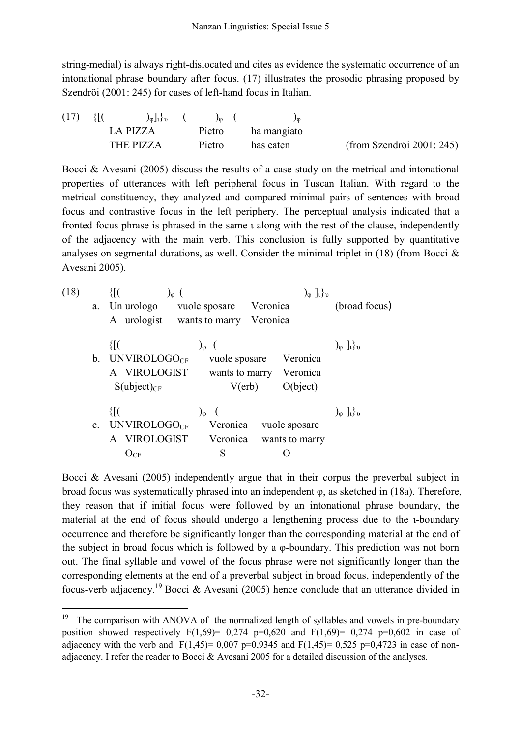string-medial) is always right-dislocated and cites as evidence the systematic occurrence of an intonational phrase boundary after focus. (17) illustrates the prosodic phrasing proposed by Szendröi (2001: 245) for cases of left-hand focus in Italian.

```
(17)  {[(          )φ]ι}υ   (        )φ   (              )φ
        LA PIZZA          Pietro      ha mangiato
        THE PIZZA         Pietro      has eaten          (from Szendröi 2001: 245)
```

Bocci & Avesani (2005) discuss the results of a case study on the metrical and intonational properties of utterances with left peripheral focus in Tuscan Italian. With regard to the metrical constituency, they analyzed and compared minimal pairs of sentences with broad focus and contrastive focus in the left periphery. The perceptual analysis indicated that a fronted focus phrase is phrased in the same ι along with the rest of the clause, independently of the adjacency with the main verb. This conclusion is fully supported by quantitative analyses on segmental durations, as well. Consider the minimal triplet in (18) (from Bocci & Avesani 2005).

```
(18)      {[(             )φ  (                              )φ ]ι}υ
     a.   Un urologo     vuole sposare    Veronica          (broad focus)
          A  urologist   wants to marry   Veronica

          {[(                  )φ  (                              )φ ]ι}υ
     b.   UNVIROLOGO_CF        vuole sposare     Veronica
          A  VIROLOGIST        wants to marry    Veronica
           S(ubject)_CF             V(erb)        O(bject)

          {[(                  )φ  (                              )φ ]ι}υ
     c.   UNVIROLOGO_CF        Veronica     vuole sposare
          A  VIROLOGIST        Veronica     wants to marry
              O_CF                S              O
```

Bocci & Avesani (2005) independently argue that in their corpus the preverbal subject in broad focus was systematically phrased into an independent φ, as sketched in (18a). Therefore, they reason that if initial focus were followed by an intonational phrase boundary, the material at the end of focus should undergo a lengthening process due to the ι-boundary occurrence and therefore be significantly longer than the corresponding material at the end of the subject in broad focus which is followed by a φ-boundary. This prediction was not born out. The final syllable and vowel of the focus phrase were not significantly longer than the corresponding elements at the end of a preverbal subject in broad focus, independently of the focus-verb adjacency.[19] Bocci & Avesani (2005) hence conclude that an utterance divided in

---

[19] The comparison with ANOVA of the normalized length of syllables and vowels in pre-boundary position showed respectively $F(1,69)= 0{,}274$ $p=0{,}620$ and $F(1,69)= 0{,}274$ $p=0{,}602$ in case of adjacency with the verb and $F(1,45)= 0{,}007$ $p=0{,}9345$ and $F(1,45)= 0{,}525$ $p=0{,}4723$ in case of non-adjacency. I refer the reader to Bocci & Avesani 2005 for a detailed discussion of the analyses.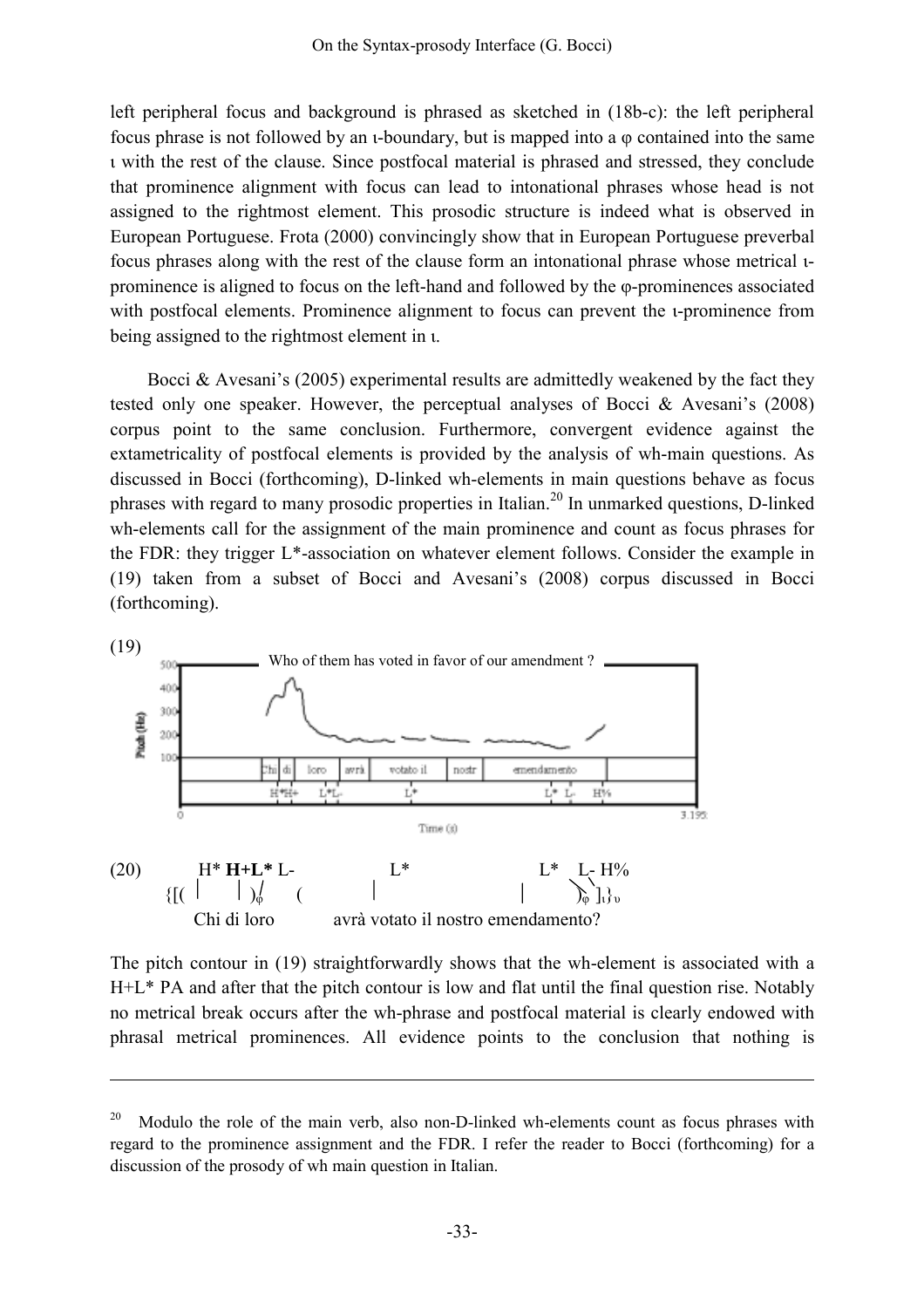left peripheral focus and background is phrased as sketched in (18b-c): the left peripheral focus phrase is not followed by an ι-boundary, but is mapped into a φ contained into the same ι with the rest of the clause. Since postfocal material is phrased and stressed, they conclude that prominence alignment with focus can lead to intonational phrases whose head is not assigned to the rightmost element. This prosodic structure is indeed what is observed in European Portuguese. Frota (2000) convincingly show that in European Portuguese preverbal focus phrases along with the rest of the clause form an intonational phrase whose metrical ι-prominence is aligned to focus on the left-hand and followed by the φ-prominences associated with postfocal elements. Prominence alignment to focus can prevent the ι-prominence from being assigned to the rightmost element in ι.

Bocci & Avesani's (2005) experimental results are admittedly weakened by the fact they tested only one speaker. However, the perceptual analyses of Bocci & Avesani's (2008) corpus point to the same conclusion. Furthermore, convergent evidence against the extametricality of postfocal elements is provided by the analysis of wh-main questions. As discussed in Bocci (forthcoming), D-linked wh-elements in main questions behave as focus phrases with regard to many prosodic properties in Italian.[20] In unmarked questions, D-linked wh-elements call for the assignment of the main prominence and count as focus phrases for the FDR: they trigger L*-association on whatever element follows. Consider the example in (19) taken from a subset of Bocci and Avesani's (2008) corpus discussed in Bocci (forthcoming).

(19)

Who of them has voted in favor of our amendment ?

Chi | di | loro | avrà | votato il | nostr | emendamento

H*H+ L*L- L* L* L- H%

(20)
```
    H* H+L* L-            L*                    L*   L- H%
{[(  |    |  )φ   (        |                     |     )φ ]ι}υ
   Chi di loro        avrà votato il nostro emendamento?
```

The pitch contour in (19) straightforwardly shows that the wh-element is associated with a H+L* PA and after that the pitch contour is low and flat until the final question rise. Notably no metrical break occurs after the wh-phrase and postfocal material is clearly endowed with phrasal metrical prominences. All evidence points to the conclusion that nothing is

[20] Modulo the role of the main verb, also non-D-linked wh-elements count as focus phrases with regard to the prominence assignment and the FDR. I refer the reader to Bocci (forthcoming) for a discussion of the prosody of wh main question in Italian.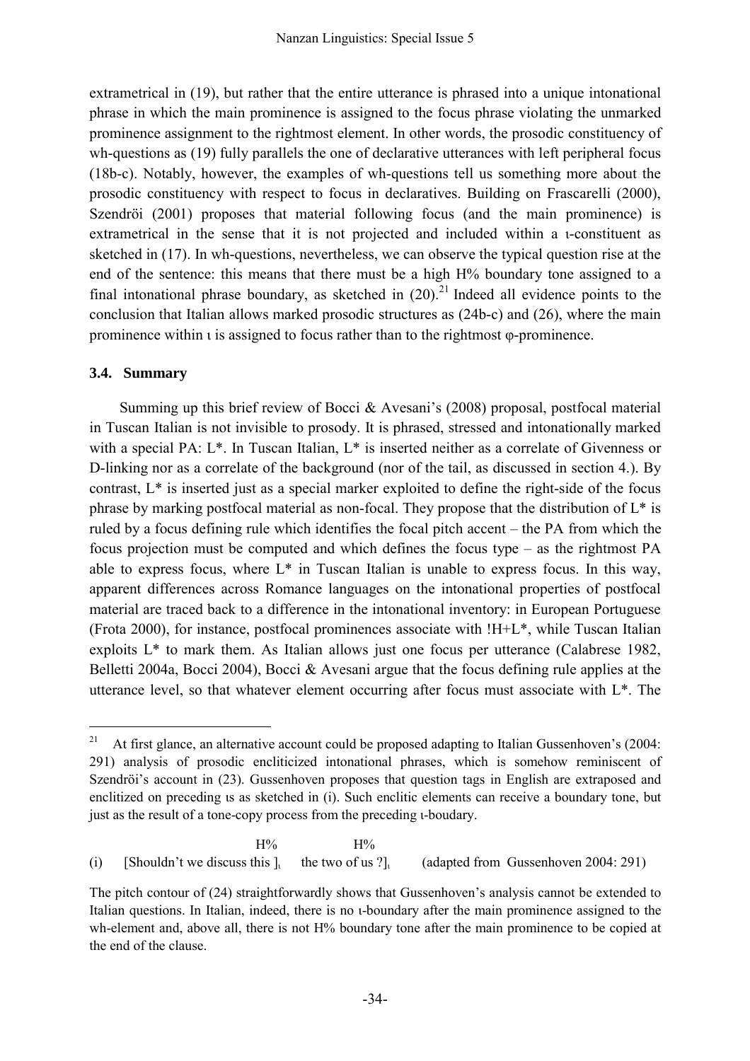extrametrical in (19), but rather that the entire utterance is phrased into a unique intonational phrase in which the main prominence is assigned to the focus phrase violating the unmarked prominence assignment to the rightmost element. In other words, the prosodic constituency of wh-questions as (19) fully parallels the one of declarative utterances with left peripheral focus (18b-c). Notably, however, the examples of wh-questions tell us something more about the prosodic constituency with respect to focus in declaratives. Building on Frascarelli (2000), Szendröi (2001) proposes that material following focus (and the main prominence) is extrametrical in the sense that it is not projected and included within a ι-constituent as sketched in (17). In wh-questions, nevertheless, we can observe the typical question rise at the end of the sentence: this means that there must be a high H% boundary tone assigned to a final intonational phrase boundary, as sketched in (20).[21] Indeed all evidence points to the conclusion that Italian allows marked prosodic structures as (24b-c) and (26), where the main prominence within ι is assigned to focus rather than to the rightmost φ-prominence.

### 3.4. Summary

Summing up this brief review of Bocci & Avesani's (2008) proposal, postfocal material in Tuscan Italian is not invisible to prosody. It is phrased, stressed and intonationally marked with a special PA: L*. In Tuscan Italian, L* is inserted neither as a correlate of Givenness or D-linking nor as a correlate of the background (nor of the tail, as discussed in section 4.). By contrast, L* is inserted just as a special marker exploited to define the right-side of the focus phrase by marking postfocal material as non-focal. They propose that the distribution of L* is ruled by a focus defining rule which identifies the focal pitch accent – the PA from which the focus projection must be computed and which defines the focus type – as the rightmost PA able to express focus, where L* in Tuscan Italian is unable to express focus. In this way, apparent differences across Romance languages on the intonational properties of postfocal material are traced back to a difference in the intonational inventory: in European Portuguese (Frota 2000), for instance, postfocal prominences associate with !H+L*, while Tuscan Italian exploits L* to mark them. As Italian allows just one focus per utterance (Calabrese 1982, Belletti 2004a, Bocci 2004), Bocci & Avesani argue that the focus defining rule applies at the utterance level, so that whatever element occurring after focus must associate with L*. The

---

[21] At first glance, an alternative account could be proposed adapting to Italian Gussenhoven's (2004: 291) analysis of prosodic encliticized intonational phrases, which is somehow reminiscent of Szendröi's account in (23). Gussenhoven proposes that question tags in English are extraposed and enclitized on preceding ιs as sketched in (i). Such enclitic elements can receive a boundary tone, but just as the result of a tone-copy process from the preceding ι-boudary.

```
                                  H%            H%
(i)    [Shouldn't we discuss this ]ι    the two of us ?]ι      (adapted from Gussenhoven 2004: 291)
```

The pitch contour of (24) straightforwardly shows that Gussenhoven's analysis cannot be extended to Italian questions. In Italian, indeed, there is no ι-boundary after the main prominence assigned to the wh-element and, above all, there is not H% boundary tone after the main prominence to be copied at the end of the clause.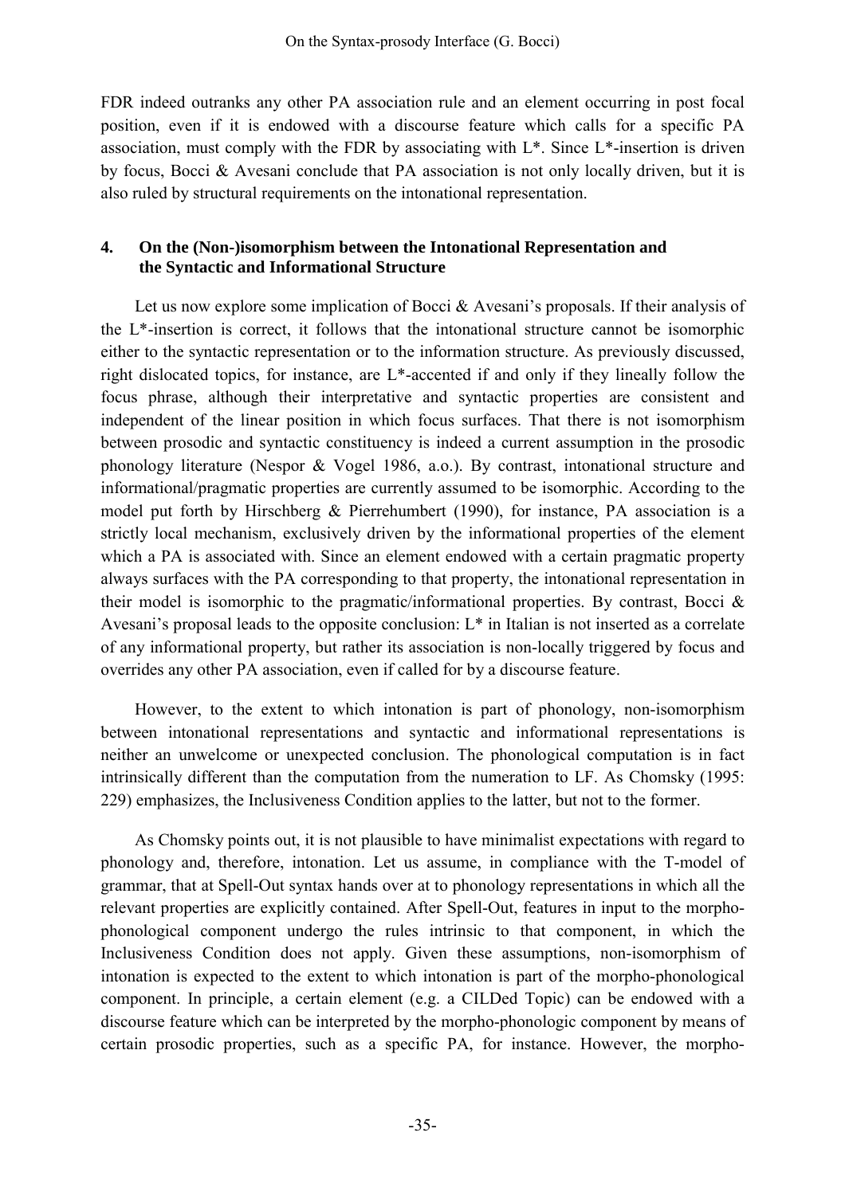FDR indeed outranks any other PA association rule and an element occurring in post focal position, even if it is endowed with a discourse feature which calls for a specific PA association, must comply with the FDR by associating with L*. Since L*-insertion is driven by focus, Bocci & Avesani conclude that PA association is not only locally driven, but it is also ruled by structural requirements on the intonational representation.

## 4. On the (Non-)isomorphism between the Intonational Representation and the Syntactic and Informational Structure

Let us now explore some implication of Bocci & Avesani's proposals. If their analysis of the L*-insertion is correct, it follows that the intonational structure cannot be isomorphic either to the syntactic representation or to the information structure. As previously discussed, right dislocated topics, for instance, are L*-accented if and only if they lineally follow the focus phrase, although their interpretative and syntactic properties are consistent and independent of the linear position in which focus surfaces. That there is not isomorphism between prosodic and syntactic constituency is indeed a current assumption in the prosodic phonology literature (Nespor & Vogel 1986, a.o.). By contrast, intonational structure and informational/pragmatic properties are currently assumed to be isomorphic. According to the model put forth by Hirschberg & Pierrehumbert (1990), for instance, PA association is a strictly local mechanism, exclusively driven by the informational properties of the element which a PA is associated with. Since an element endowed with a certain pragmatic property always surfaces with the PA corresponding to that property, the intonational representation in their model is isomorphic to the pragmatic/informational properties. By contrast, Bocci & Avesani's proposal leads to the opposite conclusion: L* in Italian is not inserted as a correlate of any informational property, but rather its association is non-locally triggered by focus and overrides any other PA association, even if called for by a discourse feature.

However, to the extent to which intonation is part of phonology, non-isomorphism between intonational representations and syntactic and informational representations is neither an unwelcome or unexpected conclusion. The phonological computation is in fact intrinsically different than the computation from the numeration to LF. As Chomsky (1995: 229) emphasizes, the Inclusiveness Condition applies to the latter, but not to the former.

As Chomsky points out, it is not plausible to have minimalist expectations with regard to phonology and, therefore, intonation. Let us assume, in compliance with the T-model of grammar, that at Spell-Out syntax hands over at to phonology representations in which all the relevant properties are explicitly contained. After Spell-Out, features in input to the morpho-phonological component undergo the rules intrinsic to that component, in which the Inclusiveness Condition does not apply. Given these assumptions, non-isomorphism of intonation is expected to the extent to which intonation is part of the morpho-phonological component. In principle, a certain element (e.g. a CILDed Topic) can be endowed with a discourse feature which can be interpreted by the morpho-phonologic component by means of certain prosodic properties, such as a specific PA, for instance. However, the morpho-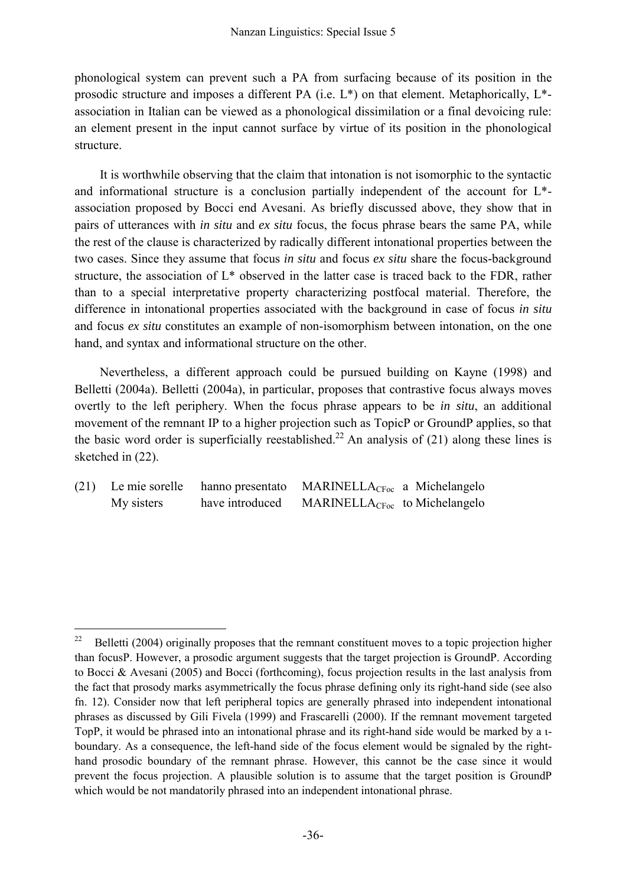phonological system can prevent such a PA from surfacing because of its position in the prosodic structure and imposes a different PA (i.e. L*) on that element. Metaphorically, L*-association in Italian can be viewed as a phonological dissimilation or a final devoicing rule: an element present in the input cannot surface by virtue of its position in the phonological structure.

It is worthwhile observing that the claim that intonation is not isomorphic to the syntactic and informational structure is a conclusion partially independent of the account for L*-association proposed by Bocci end Avesani. As briefly discussed above, they show that in pairs of utterances with *in situ* and *ex situ* focus, the focus phrase bears the same PA, while the rest of the clause is characterized by radically different intonational properties between the two cases. Since they assume that focus *in situ* and focus *ex situ* share the focus-background structure, the association of L* observed in the latter case is traced back to the FDR, rather than to a special interpretative property characterizing postfocal material. Therefore, the difference in intonational properties associated with the background in case of focus *in situ* and focus *ex situ* constitutes an example of non-isomorphism between intonation, on the one hand, and syntax and informational structure on the other.

Nevertheless, a different approach could be pursued building on Kayne (1998) and Belletti (2004a). Belletti (2004a), in particular, proposes that contrastive focus always moves overtly to the left periphery. When the focus phrase appears to be *in situ*, an additional movement of the remnant IP to a higher projection such as TopicP or GroundP applies, so that the basic word order is superficially reestablished.[22] An analysis of (21) along these lines is sketched in (22).

(21) Le mie sorelle hanno presentato MARINELLA$_{CFoc}$ a Michelangelo
My sisters have introduced MARINELLA$_{CFoc}$ to Michelangelo

---

[22] Belletti (2004) originally proposes that the remnant constituent moves to a topic projection higher than focusP. However, a prosodic argument suggests that the target projection is GroundP. According to Bocci & Avesani (2005) and Bocci (forthcoming), focus projection results in the last analysis from the fact that prosody marks asymmetrically the focus phrase defining only its right-hand side (see also fn. 12). Consider now that left peripheral topics are generally phrased into independent intonational phrases as discussed by Gili Fivela (1999) and Frascarelli (2000). If the remnant movement targeted TopP, it would be phrased into an intonational phrase and its right-hand side would be marked by a ι-boundary. As a consequence, the left-hand side of the focus element would be signaled by the right-hand prosodic boundary of the remnant phrase. However, this cannot be the case since it would prevent the focus projection. A plausible solution is to assume that the target position is GroundP which would be not mandatorily phrased into an independent intonational phrase.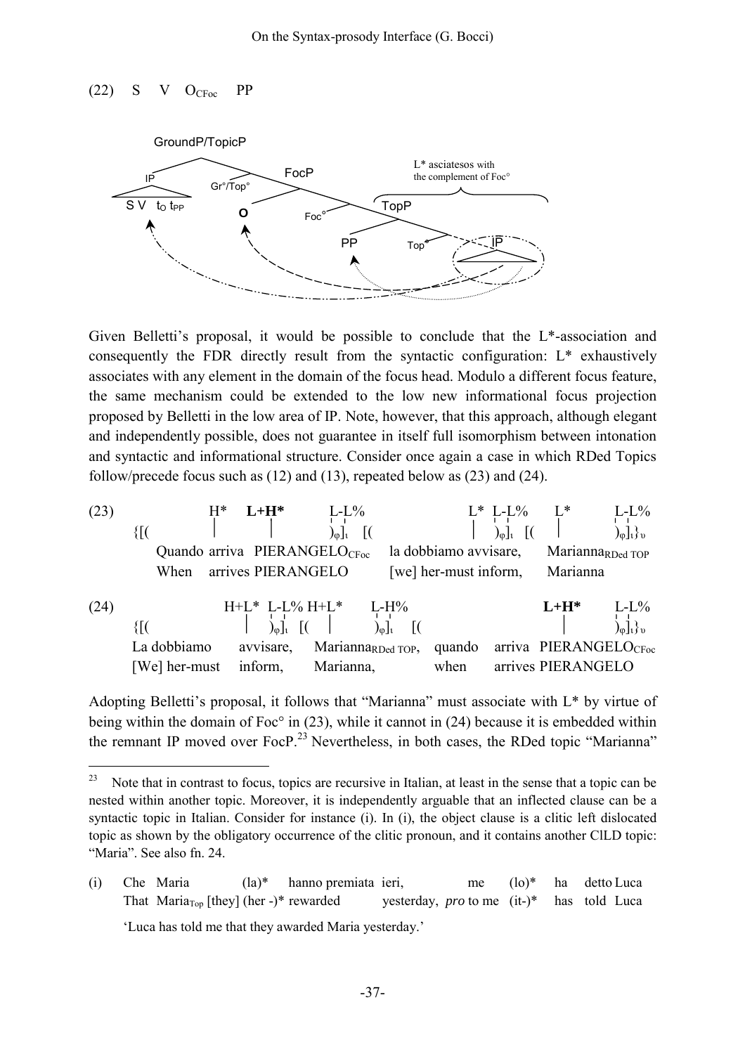(22) S V $O_{CFoc}$ PP

```
GroundP/TopicP
├── IP: S V t_O t_PP
└── Gr°/Top°
    └── FocP
        ├── O
        └── Foc°
            └── TopP          } L* asciatesos with the complement of Foc°
                ├── PP
                └── Top°
                    └── IP
```

Given Belletti's proposal, it would be possible to conclude that the L*-association and consequently the FDR directly result from the syntactic configuration: L* exhaustively associates with any element in the domain of the focus head. Modulo a different focus feature, the same mechanism could be extended to the low new informational focus projection proposed by Belletti in the low area of IP. Note, however, that this approach, although elegant and independently possible, does not guarantee in itself full isomorphism between intonation and syntactic and informational structure. Consider once again a case in which RDed Topics follow/precede focus such as (12) and (13), repeated below as (23) and (24).

(23)
```
          H*      L+H*         L-L%               L*  L-L%       L*       L-L%
{[(       |        |           )φ]ι  [(            |  )φ]ι  [(   |        )φ]ι}υ
   Quando arriva  PIERANGELO_CFoc   la dobbiamo avvisare,    Marianna_RDed TOP
   When   arrives PIERANGELO        [we] her-must inform,    Marianna
```

(24)
```
                   H+L*  L-L%  H+L*       L-H%                       L+H*           L-L%
{[(                 |    )φ]ι  [(  |      )φ]ι   [(                   |             )φ]ι}υ
La dobbiamo     avvisare,      Marianna_RDed TOP,  quando  arriva  PIERANGELO_CFoc
[We] her-must   inform,        Marianna,           when    arrives PIERANGELO
```

Adopting Belletti's proposal, it follows that "Marianna" must associate with L* by virtue of being within the domain of Foc° in (23), while it cannot in (24) because it is embedded within the remnant IP moved over FocP.[23] Nevertheless, in both cases, the RDed topic "Marianna"

---

[23] Note that in contrast to focus, topics are recursive in Italian, at least in the sense that a topic can be nested within another topic. Moreover, it is independently arguable that an inflected clause can be a syntactic topic in Italian. Consider for instance (i). In (i), the object clause is a clitic left dislocated topic as shown by the obligatory occurrence of the clitic pronoun, and it contains another ClLD topic: "Maria". See also fn. 24.

(i) Che Maria (la)* hanno premiata ieri, me (lo)* ha detto Luca
That $\text{Maria}_{Top}$ [they] (her -)* rewarded yesterday, *pro* to me (it-)* has told Luca

'Luca has told me that they awarded Maria yesterday.'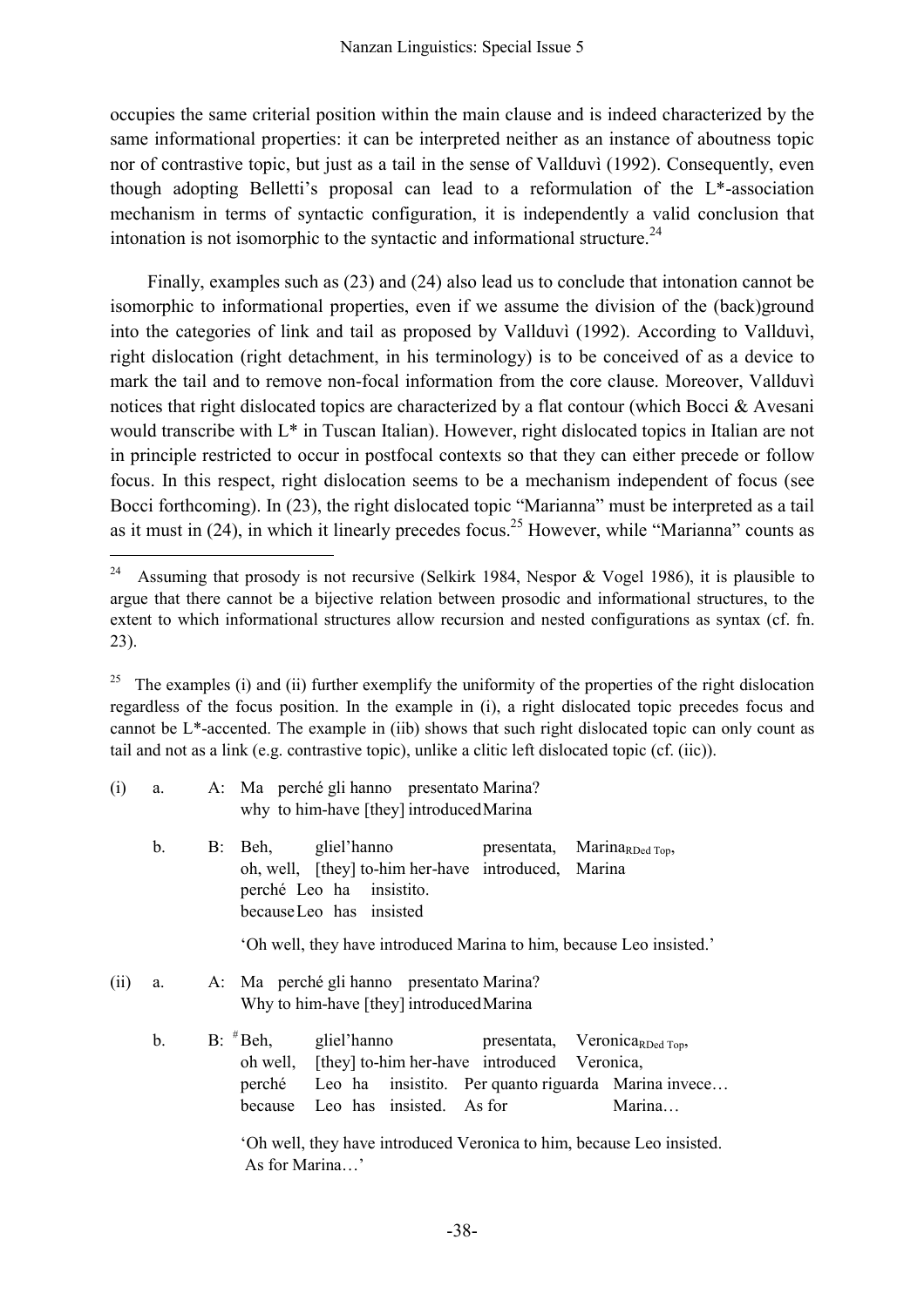occupies the same criterial position within the main clause and is indeed characterized by the same informational properties: it can be interpreted neither as an instance of aboutness topic nor of contrastive topic, but just as a tail in the sense of Vallduvì (1992). Consequently, even though adopting Belletti's proposal can lead to a reformulation of the L*-association mechanism in terms of syntactic configuration, it is independently a valid conclusion that intonation is not isomorphic to the syntactic and informational structure.[24]

Finally, examples such as (23) and (24) also lead us to conclude that intonation cannot be isomorphic to informational properties, even if we assume the division of the (back)ground into the categories of link and tail as proposed by Vallduvì (1992). According to Vallduvì, right dislocation (right detachment, in his terminology) is to be conceived of as a device to mark the tail and to remove non-focal information from the core clause. Moreover, Vallduvì notices that right dislocated topics are characterized by a flat contour (which Bocci & Avesani would transcribe with L* in Tuscan Italian). However, right dislocated topics in Italian are not in principle restricted to occur in postfocal contexts so that they can either precede or follow focus. In this respect, right dislocation seems to be a mechanism independent of focus (see Bocci forthcoming). In (23), the right dislocated topic "Marianna" must be interpreted as a tail as it must in (24), in which it linearly precedes focus.[25] However, while "Marianna" counts as

---

[24] Assuming that prosody is not recursive (Selkirk 1984, Nespor & Vogel 1986), it is plausible to argue that there cannot be a bijective relation between prosodic and informational structures, to the extent to which informational structures allow recursion and nested configurations as syntax (cf. fn. 23).

[25] The examples (i) and (ii) further exemplify the uniformity of the properties of the right dislocation regardless of the focus position. In the example in (i), a right dislocated topic precedes focus and cannot be L*-accented. The example in (iib) shows that such right dislocated topic can only count as tail and not as a link (e.g. contrastive topic), unlike a clitic left dislocated topic (cf. (iic)).

(i) a. A: Ma perché gli hanno presentato Marina?
   why to him-have [they] introduced Marina

b. B: Beh, gliel'hanno presentata, Marina$_{\text{RDed Top}}$,
   oh, well, [they] to-him her-have introduced, Marina
   perché Leo ha insistito.
   because Leo has insisted

   'Oh well, they have introduced Marina to him, because Leo insisted.'

(ii) a. A: Ma perché gli hanno presentato Marina?
   Why to him-have [they] introduced Marina

b. B: #Beh, gliel'hanno presentata, Veronica$_{\text{RDed Top}}$,
   oh well, [they] to-him her-have introduced Veronica,
   perché Leo ha insistito. Per quanto riguarda Marina invece…
   because Leo has insisted. As for Marina…

   'Oh well, they have introduced Veronica to him, because Leo insisted. As for Marina…'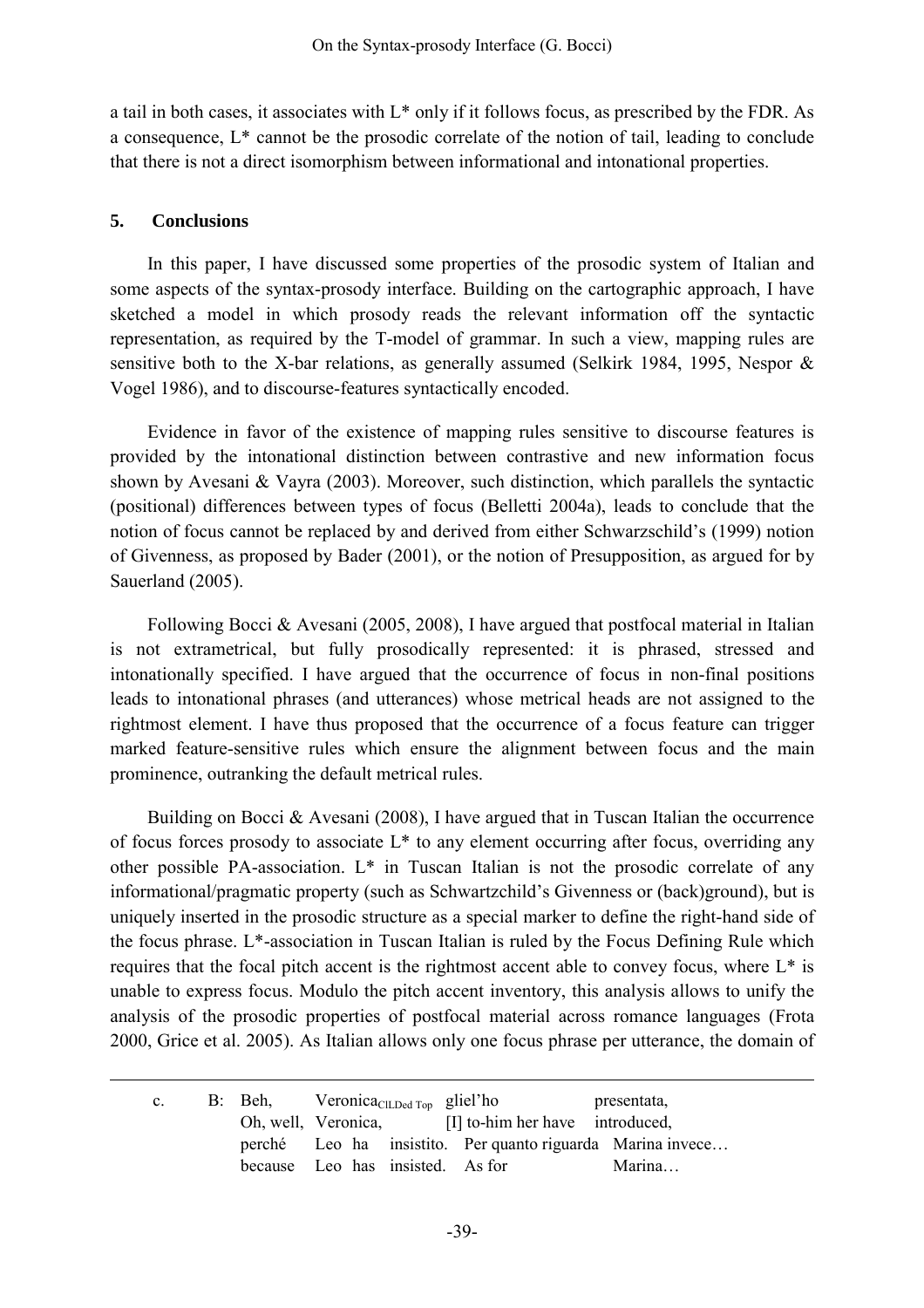a tail in both cases, it associates with L* only if it follows focus, as prescribed by the FDR. As a consequence, L* cannot be the prosodic correlate of the notion of tail, leading to conclude that there is not a direct isomorphism between informational and intonational properties.

## 5. Conclusions

In this paper, I have discussed some properties of the prosodic system of Italian and some aspects of the syntax-prosody interface. Building on the cartographic approach, I have sketched a model in which prosody reads the relevant information off the syntactic representation, as required by the T-model of grammar. In such a view, mapping rules are sensitive both to the X-bar relations, as generally assumed (Selkirk 1984, 1995, Nespor & Vogel 1986), and to discourse-features syntactically encoded.

Evidence in favor of the existence of mapping rules sensitive to discourse features is provided by the intonational distinction between contrastive and new information focus shown by Avesani & Vayra (2003). Moreover, such distinction, which parallels the syntactic (positional) differences between types of focus (Belletti 2004a), leads to conclude that the notion of focus cannot be replaced by and derived from either Schwarzschild's (1999) notion of Givenness, as proposed by Bader (2001), or the notion of Presupposition, as argued for by Sauerland (2005).

Following Bocci & Avesani (2005, 2008), I have argued that postfocal material in Italian is not extrametrical, but fully prosodically represented: it is phrased, stressed and intonationally specified. I have argued that the occurrence of focus in non-final positions leads to intonational phrases (and utterances) whose metrical heads are not assigned to the rightmost element. I have thus proposed that the occurrence of a focus feature can trigger marked feature-sensitive rules which ensure the alignment between focus and the main prominence, outranking the default metrical rules.

Building on Bocci & Avesani (2008), I have argued that in Tuscan Italian the occurrence of focus forces prosody to associate L* to any element occurring after focus, overriding any other possible PA-association. L* in Tuscan Italian is not the prosodic correlate of any informational/pragmatic property (such as Schwartzchild's Givenness or (back)ground), but is uniquely inserted in the prosodic structure as a special marker to define the right-hand side of the focus phrase. L*-association in Tuscan Italian is ruled by the Focus Defining Rule which requires that the focal pitch accent is the rightmost accent able to convey focus, where L* is unable to express focus. Modulo the pitch accent inventory, this analysis allows to unify the analysis of the prosodic properties of postfocal material across romance languages (Frota 2000, Grice et al. 2005). As Italian allows only one focus phrase per utterance, the domain of

---

c. B: Beh, Veronica$_{\text{ClLDed Top}}$ gliel'ho presentata,
   Oh, well, Veronica, [I] to-him her have introduced,
   perché Leo ha insistito. Per quanto riguarda Marina invece…
   because Leo has insisted. As for Marina…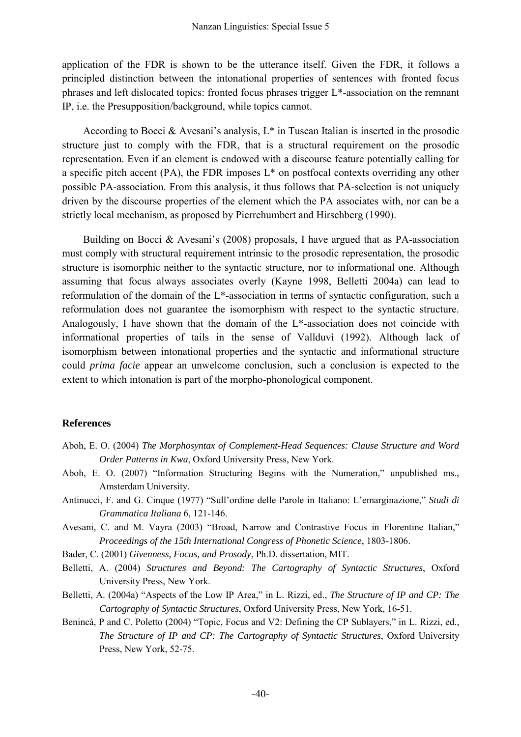application of the FDR is shown to be the utterance itself. Given the FDR, it follows a principled distinction between the intonational properties of sentences with fronted focus phrases and left dislocated topics: fronted focus phrases trigger L*-association on the remnant IP, i.e. the Presupposition/background, while topics cannot.

According to Bocci & Avesani's analysis, L* in Tuscan Italian is inserted in the prosodic structure just to comply with the FDR, that is a structural requirement on the prosodic representation. Even if an element is endowed with a discourse feature potentially calling for a specific pitch accent (PA), the FDR imposes L* on postfocal contexts overriding any other possible PA-association. From this analysis, it thus follows that PA-selection is not uniquely driven by the discourse properties of the element which the PA associates with, nor can be a strictly local mechanism, as proposed by Pierrehumbert and Hirschberg (1990).

Building on Bocci & Avesani's (2008) proposals, I have argued that as PA-association must comply with structural requirement intrinsic to the prosodic representation, the prosodic structure is isomorphic neither to the syntactic structure, nor to informational one. Although assuming that focus always associates overly (Kayne 1998, Belletti 2004a) can lead to reformulation of the domain of the L*-association in terms of syntactic configuration, such a reformulation does not guarantee the isomorphism with respect to the syntactic structure. Analogously, I have shown that the domain of the L*-association does not coincide with informational properties of tails in the sense of Vallduvì (1992). Although lack of isomorphism between intonational properties and the syntactic and informational structure could *prima facie* appear an unwelcome conclusion, such a conclusion is expected to the extent to which intonation is part of the morpho-phonological component.

## References

Aboh, E. O. (2004) *The Morphosyntax of Complement-Head Sequences: Clause Structure and Word Order Patterns in Kwa*, Oxford University Press, New York.

Aboh, E. O. (2007) "Information Structuring Begins with the Numeration," unpublished ms., Amsterdam University.

Antinucci, F. and G. Cinque (1977) "Sull'ordine delle Parole in Italiano: L'emarginazione," *Studi di Grammatica Italiana* 6, 121-146.

Avesani, C. and M. Vayra (2003) "Broad, Narrow and Contrastive Focus in Florentine Italian," *Proceedings of the 15th International Congress of Phonetic Science*, 1803-1806.

Bader, C. (2001) *Givenness, Focus, and Prosody*, Ph.D. dissertation, MIT.

Belletti, A. (2004) *Structures and Beyond: The Cartography of Syntactic Structures*, Oxford University Press, New York.

Belletti, A. (2004a) "Aspects of the Low IP Area," in L. Rizzi, ed., *The Structure of IP and CP: The Cartography of Syntactic Structures*, Oxford University Press, New York, 16-51.

Benincà, P and C. Poletto (2004) "Topic, Focus and V2: Defining the CP Sublayers," in L. Rizzi, ed., *The Structure of IP and CP: The Cartography of Syntactic Structures*, Oxford University Press, New York, 52-75.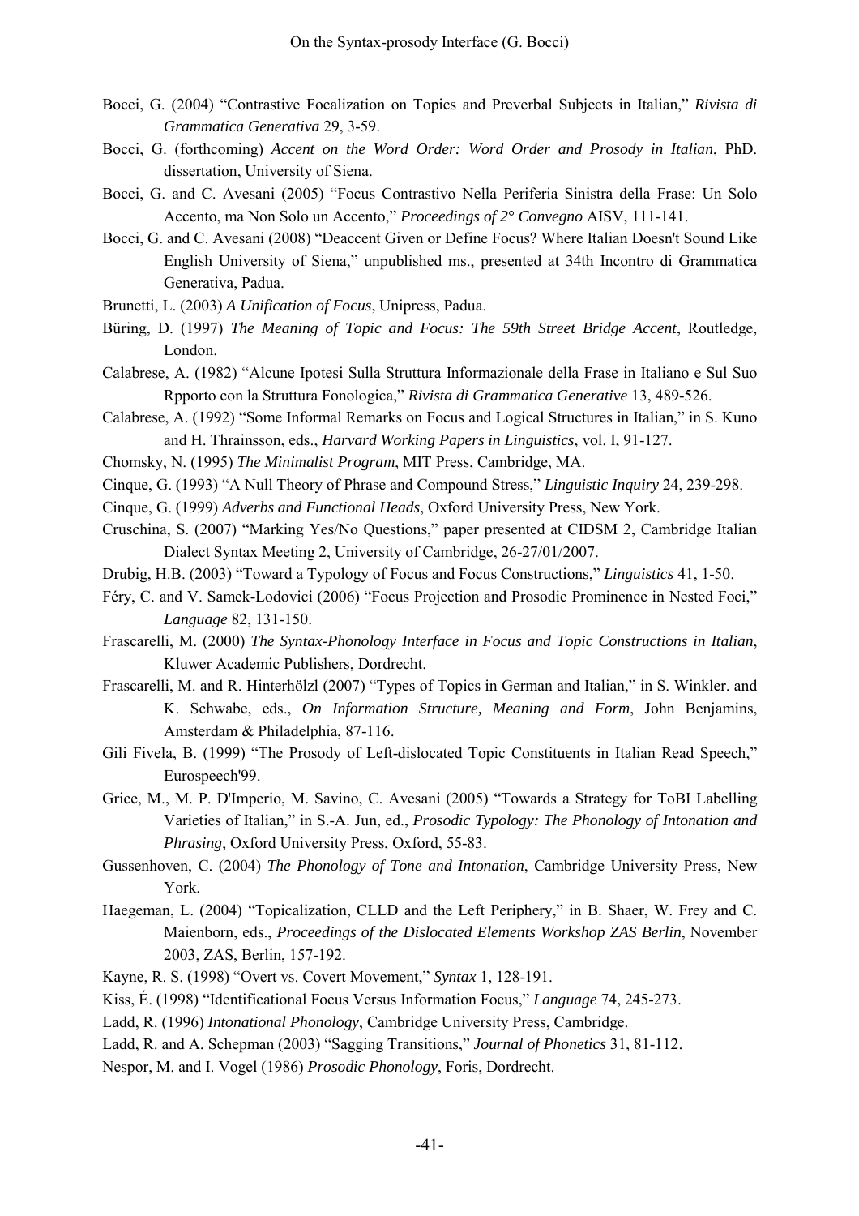Bocci, G. (2004) “Contrastive Focalization on Topics and Preverbal Subjects in Italian,” *Rivista di Grammatica Generativa* 29, 3-59.

Bocci, G. (forthcoming) *Accent on the Word Order: Word Order and Prosody in Italian*, PhD. dissertation, University of Siena.

Bocci, G. and C. Avesani (2005) “Focus Contrastivo Nella Periferia Sinistra della Frase: Un Solo Accento, ma Non Solo un Accento,” *Proceedings of 2° Convegno* AISV, 111-141.

Bocci, G. and C. Avesani (2008) “Deaccent Given or Define Focus? Where Italian Doesn't Sound Like English University of Siena,” unpublished ms., presented at 34th Incontro di Grammatica Generativa, Padua.

Brunetti, L. (2003) *A Unification of Focus*, Unipress, Padua.

Büring, D. (1997) *The Meaning of Topic and Focus: The 59th Street Bridge Accent*, Routledge, London.

Calabrese, A. (1982) “Alcune Ipotesi Sulla Struttura Informazionale della Frase in Italiano e Sul Suo Rpporto con la Struttura Fonologica,” *Rivista di Grammatica Generative* 13, 489-526.

Calabrese, A. (1992) “Some Informal Remarks on Focus and Logical Structures in Italian,” in S. Kuno and H. Thrainsson, eds., *Harvard Working Papers in Linguistics*, vol. I, 91-127.

Chomsky, N. (1995) *The Minimalist Program*, MIT Press, Cambridge, MA.

Cinque, G. (1993) “A Null Theory of Phrase and Compound Stress,” *Linguistic Inquiry* 24, 239-298.

Cinque, G. (1999) *Adverbs and Functional Heads*, Oxford University Press, New York.

Cruschina, S. (2007) “Marking Yes/No Questions,” paper presented at CIDSM 2, Cambridge Italian Dialect Syntax Meeting 2, University of Cambridge, 26-27/01/2007.

Drubig, H.B. (2003) “Toward a Typology of Focus and Focus Constructions,” *Linguistics* 41, 1-50.

Féry, C. and V. Samek-Lodovici (2006) “Focus Projection and Prosodic Prominence in Nested Foci,” *Language* 82, 131-150.

Frascarelli, M. (2000) *The Syntax-Phonology Interface in Focus and Topic Constructions in Italian*, Kluwer Academic Publishers, Dordrecht.

Frascarelli, M. and R. Hinterhölzl (2007) “Types of Topics in German and Italian,” in S. Winkler. and K. Schwabe, eds., *On Information Structure, Meaning and Form*, John Benjamins, Amsterdam & Philadelphia, 87-116.

Gili Fivela, B. (1999) “The Prosody of Left-dislocated Topic Constituents in Italian Read Speech,” Eurospeech'99.

Grice, M., M. P. D'Imperio, M. Savino, C. Avesani (2005) “Towards a Strategy for ToBI Labelling Varieties of Italian,” in S.-A. Jun, ed., *Prosodic Typology: The Phonology of Intonation and Phrasing*, Oxford University Press, Oxford, 55-83.

Gussenhoven, C. (2004) *The Phonology of Tone and Intonation*, Cambridge University Press, New York.

Haegeman, L. (2004) “Topicalization, CLLD and the Left Periphery,” in B. Shaer, W. Frey and C. Maienborn, eds., *Proceedings of the Dislocated Elements Workshop ZAS Berlin*, November 2003, ZAS, Berlin, 157-192.

Kayne, R. S. (1998) “Overt vs. Covert Movement,” *Syntax* 1, 128-191.

Kiss, É. (1998) “Identificational Focus Versus Information Focus,” *Language* 74, 245-273.

Ladd, R. (1996) *Intonational Phonology*, Cambridge University Press, Cambridge.

Ladd, R. and A. Schepman (2003) “Sagging Transitions,” *Journal of Phonetics* 31, 81-112.

Nespor, M. and I. Vogel (1986) *Prosodic Phonology*, Foris, Dordrecht.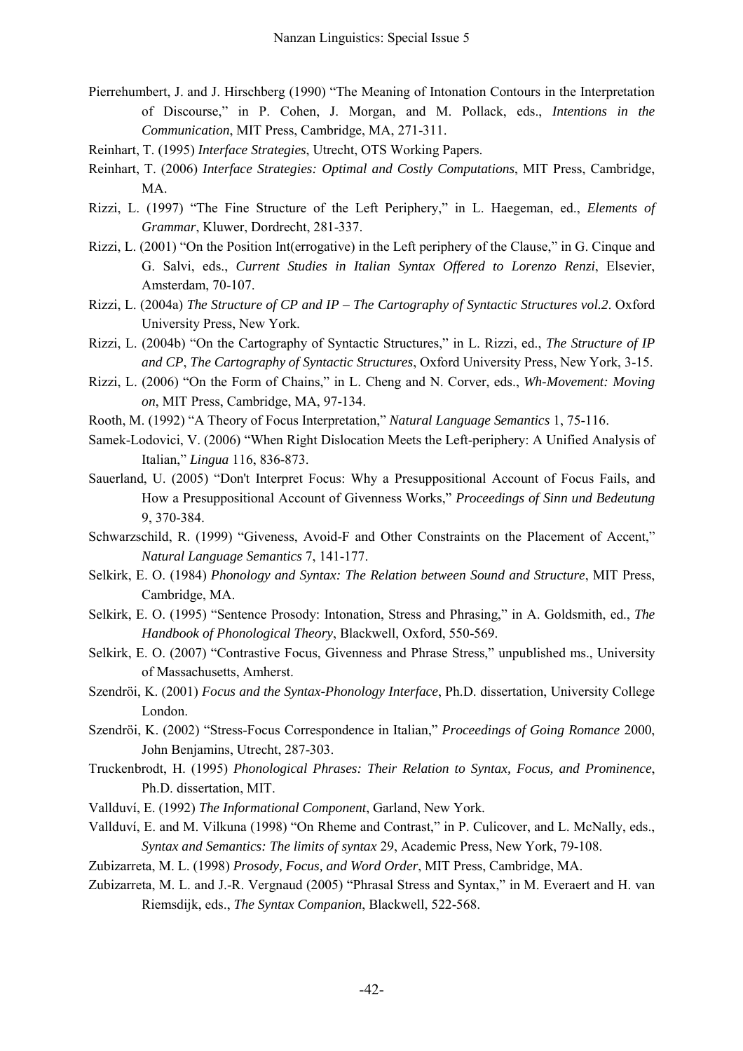Pierrehumbert, J. and J. Hirschberg (1990) "The Meaning of Intonation Contours in the Interpretation of Discourse," in P. Cohen, J. Morgan, and M. Pollack, eds., *Intentions in the Communication*, MIT Press, Cambridge, MA, 271-311.

Reinhart, T. (1995) *Interface Strategies*, Utrecht, OTS Working Papers.

Reinhart, T. (2006) *Interface Strategies: Optimal and Costly Computations*, MIT Press, Cambridge, MA.

Rizzi, L. (1997) "The Fine Structure of the Left Periphery," in L. Haegeman, ed., *Elements of Grammar*, Kluwer, Dordrecht, 281-337.

Rizzi, L. (2001) "On the Position Int(errogative) in the Left periphery of the Clause," in G. Cinque and G. Salvi, eds., *Current Studies in Italian Syntax Offered to Lorenzo Renzi*, Elsevier, Amsterdam, 70-107.

Rizzi, L. (2004a) *The Structure of CP and IP – The Cartography of Syntactic Structures vol.2*. Oxford University Press, New York.

Rizzi, L. (2004b) "On the Cartography of Syntactic Structures," in L. Rizzi, ed., *The Structure of IP and CP*, *The Cartography of Syntactic Structures*, Oxford University Press, New York, 3-15.

Rizzi, L. (2006) "On the Form of Chains," in L. Cheng and N. Corver, eds., *Wh-Movement: Moving on*, MIT Press, Cambridge, MA, 97-134.

Rooth, M. (1992) "A Theory of Focus Interpretation," *Natural Language Semantics* 1, 75-116.

Samek-Lodovici, V. (2006) "When Right Dislocation Meets the Left-periphery: A Unified Analysis of Italian," *Lingua* 116, 836-873.

Sauerland, U. (2005) "Don't Interpret Focus: Why a Presuppositional Account of Focus Fails, and How a Presuppositional Account of Givenness Works," *Proceedings of Sinn und Bedeutung* 9, 370-384.

Schwarzschild, R. (1999) "Giveness, Avoid-F and Other Constraints on the Placement of Accent," *Natural Language Semantics* 7, 141-177.

Selkirk, E. O. (1984) *Phonology and Syntax: The Relation between Sound and Structure*, MIT Press, Cambridge, MA.

Selkirk, E. O. (1995) "Sentence Prosody: Intonation, Stress and Phrasing," in A. Goldsmith, ed., *The Handbook of Phonological Theory*, Blackwell, Oxford, 550-569.

Selkirk, E. O. (2007) "Contrastive Focus, Givenness and Phrase Stress," unpublished ms., University of Massachusetts, Amherst.

Szendröi, K. (2001) *Focus and the Syntax-Phonology Interface*, Ph.D. dissertation, University College London.

Szendröi, K. (2002) "Stress-Focus Correspondence in Italian," *Proceedings of Going Romance* 2000, John Benjamins, Utrecht, 287-303.

Truckenbrodt, H. (1995) *Phonological Phrases: Their Relation to Syntax, Focus, and Prominence*, Ph.D. dissertation, MIT.

Vallduví, E. (1992) *The Informational Component*, Garland, New York.

Vallduví, E. and M. Vilkuna (1998) "On Rheme and Contrast," in P. Culicover, and L. McNally, eds., *Syntax and Semantics: The limits of syntax* 29, Academic Press, New York, 79-108.

Zubizarreta, M. L. (1998) *Prosody, Focus, and Word Order*, MIT Press, Cambridge, MA.

Zubizarreta, M. L. and J.-R. Vergnaud (2005) "Phrasal Stress and Syntax," in M. Everaert and H. van Riemsdijk, eds., *The Syntax Companion*, Blackwell, 522-568.